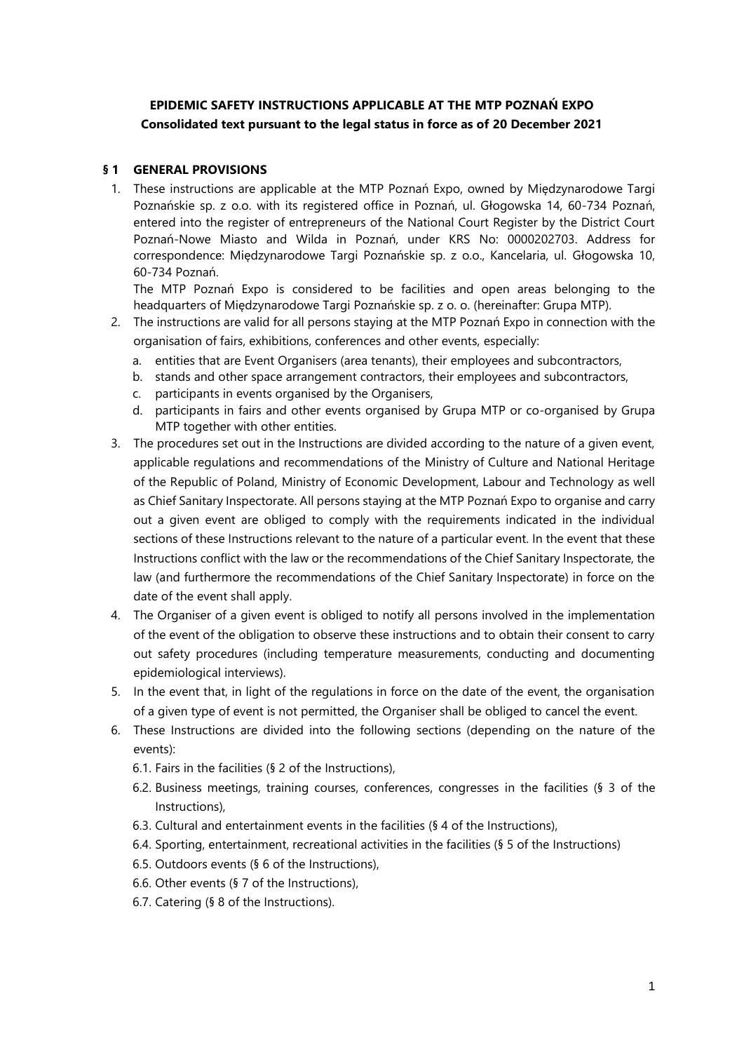# EPIDEMIC SAFETY INSTRUCTIONS APPLICABLE AT THE MTP POZNAŃ EXPO

**Consolidated text pursuant to the legal status in force as of 20 December 2021**

## § 1 GENERAL PROVISIONS

1. These instructions are applicable at the MTP Poznań Expo, owned by Międzynarodowe Targi Poznańskie sp. z o.o. with its registered office in Poznań, ul. Głogowska 14, 60-734 Poznań, entered into the register of entrepreneurs of the National Court Register by the District Court Poznań-Nowe Miasto and Wilda in Poznań, under KRS No: 0000202703. Address for correspondence: Międzynarodowe Targi Poznańskie sp. z o.o., Kancelaria, ul. Głogowska 10, 60-734 Poznań.

   The MTP Poznań Expo is considered to be facilities and open areas belonging to the headquarters of Międzynarodowe Targi Poznańskie sp. z o. o. (hereinafter: Grupa MTP).

2. The instructions are valid for all persons staying at the MTP Poznań Expo in connection with the organisation of fairs, exhibitions, conferences and other events, especially:
   a. entities that are Event Organisers (area tenants), their employees and subcontractors,
   b. stands and other space arrangement contractors, their employees and subcontractors,
   c. participants in events organised by the Organisers,
   d. participants in fairs and other events organised by Grupa MTP or co-organised by Grupa MTP together with other entities.

3. The procedures set out in the Instructions are divided according to the nature of a given event, applicable regulations and recommendations of the Ministry of Culture and National Heritage of the Republic of Poland, Ministry of Economic Development, Labour and Technology as well as Chief Sanitary Inspectorate. All persons staying at the MTP Poznań Expo to organise and carry out a given event are obliged to comply with the requirements indicated in the individual sections of these Instructions relevant to the nature of a particular event. In the event that these Instructions conflict with the law or the recommendations of the Chief Sanitary Inspectorate, the law (and furthermore the recommendations of the Chief Sanitary Inspectorate) in force on the date of the event shall apply.

4. The Organiser of a given event is obliged to notify all persons involved in the implementation of the event of the obligation to observe these instructions and to obtain their consent to carry out safety procedures (including temperature measurements, conducting and documenting epidemiological interviews).

5. In the event that, in light of the regulations in force on the date of the event, the organisation of a given type of event is not permitted, the Organiser shall be obliged to cancel the event.

6. These Instructions are divided into the following sections (depending on the nature of the events):
   6.1. Fairs in the facilities (§ 2 of the Instructions),
   6.2. Business meetings, training courses, conferences, congresses in the facilities (§ 3 of the Instructions),
   6.3. Cultural and entertainment events in the facilities (§ 4 of the Instructions),
   6.4. Sporting, entertainment, recreational activities in the facilities (§ 5 of the Instructions)
   6.5. Outdoors events (§ 6 of the Instructions),
   6.6. Other events (§ 7 of the Instructions),
   6.7. Catering (§ 8 of the Instructions).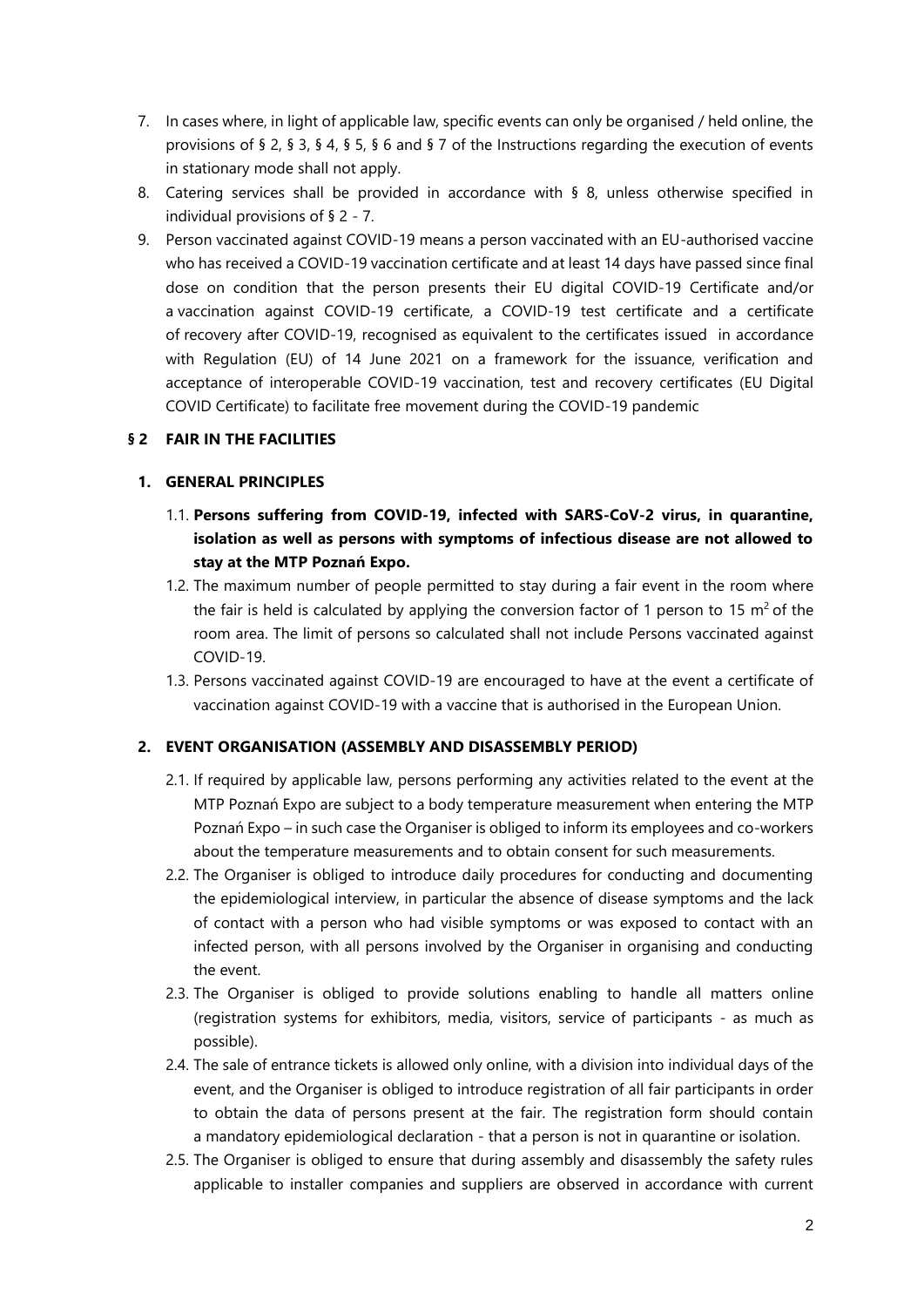7. In cases where, in light of applicable law, specific events can only be organised / held online, the provisions of § 2, § 3, § 4, § 5, § 6 and § 7 of the Instructions regarding the execution of events in stationary mode shall not apply.
8. Catering services shall be provided in accordance with § 8, unless otherwise specified in individual provisions of § 2 - 7.
9. Person vaccinated against COVID-19 means a person vaccinated with an EU-authorised vaccine who has received a COVID-19 vaccination certificate and at least 14 days have passed since final dose on condition that the person presents their EU digital COVID-19 Certificate and/or a vaccination against COVID-19 certificate, a COVID-19 test certificate and a certificate of recovery after COVID-19, recognised as equivalent to the certificates issued in accordance with Regulation (EU) of 14 June 2021 on a framework for the issuance, verification and acceptance of interoperable COVID-19 vaccination, test and recovery certificates (EU Digital COVID Certificate) to facilitate free movement during the COVID-19 pandemic

## § 2 FAIR IN THE FACILITIES

### 1. GENERAL PRINCIPLES

1.1. **Persons suffering from COVID-19, infected with SARS-CoV-2 virus, in quarantine, isolation as well as persons with symptoms of infectious disease are not allowed to stay at the MTP Poznań Expo.**

1.2. The maximum number of people permitted to stay during a fair event in the room where the fair is held is calculated by applying the conversion factor of 1 person to 15 $m^2$ of the room area. The limit of persons so calculated shall not include Persons vaccinated against COVID-19.

1.3. Persons vaccinated against COVID-19 are encouraged to have at the event a certificate of vaccination against COVID-19 with a vaccine that is authorised in the European Union.

### 2. EVENT ORGANISATION (ASSEMBLY AND DISASSEMBLY PERIOD)

2.1. If required by applicable law, persons performing any activities related to the event at the MTP Poznań Expo are subject to a body temperature measurement when entering the MTP Poznań Expo – in such case the Organiser is obliged to inform its employees and co-workers about the temperature measurements and to obtain consent for such measurements.

2.2. The Organiser is obliged to introduce daily procedures for conducting and documenting the epidemiological interview, in particular the absence of disease symptoms and the lack of contact with a person who had visible symptoms or was exposed to contact with an infected person, with all persons involved by the Organiser in organising and conducting the event.

2.3. The Organiser is obliged to provide solutions enabling to handle all matters online (registration systems for exhibitors, media, visitors, service of participants - as much as possible).

2.4. The sale of entrance tickets is allowed only online, with a division into individual days of the event, and the Organiser is obliged to introduce registration of all fair participants in order to obtain the data of persons present at the fair. The registration form should contain a mandatory epidemiological declaration - that a person is not in quarantine or isolation.

2.5. The Organiser is obliged to ensure that during assembly and disassembly the safety rules applicable to installer companies and suppliers are observed in accordance with current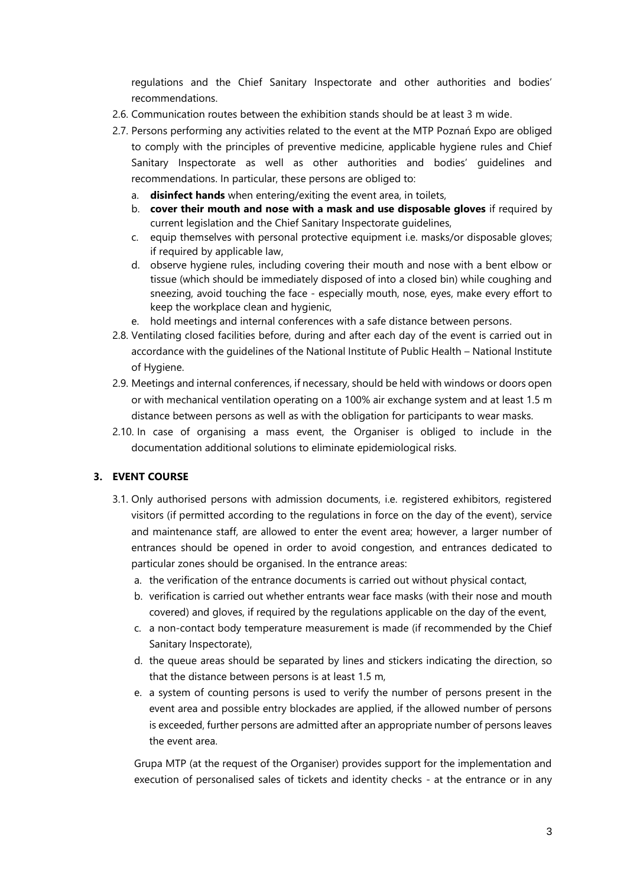regulations and the Chief Sanitary Inspectorate and other authorities and bodies' recommendations.

2.6. Communication routes between the exhibition stands should be at least 3 m wide.

2.7. Persons performing any activities related to the event at the MTP Poznań Expo are obliged to comply with the principles of preventive medicine, applicable hygiene rules and Chief Sanitary Inspectorate as well as other authorities and bodies' guidelines and recommendations. In particular, these persons are obliged to:

   a. **disinfect hands** when entering/exiting the event area, in toilets,
   b. **cover their mouth and nose with a mask and use disposable gloves** if required by current legislation and the Chief Sanitary Inspectorate guidelines,
   c. equip themselves with personal protective equipment i.e. masks/or disposable gloves; if required by applicable law,
   d. observe hygiene rules, including covering their mouth and nose with a bent elbow or tissue (which should be immediately disposed of into a closed bin) while coughing and sneezing, avoid touching the face - especially mouth, nose, eyes, make every effort to keep the workplace clean and hygienic,
   e. hold meetings and internal conferences with a safe distance between persons.

2.8. Ventilating closed facilities before, during and after each day of the event is carried out in accordance with the guidelines of the National Institute of Public Health – National Institute of Hygiene.

2.9. Meetings and internal conferences, if necessary, should be held with windows or doors open or with mechanical ventilation operating on a 100% air exchange system and at least 1.5 m distance between persons as well as with the obligation for participants to wear masks.

2.10. In case of organising a mass event, the Organiser is obliged to include in the documentation additional solutions to eliminate epidemiological risks.

## 3. EVENT COURSE

3.1. Only authorised persons with admission documents, i.e. registered exhibitors, registered visitors (if permitted according to the regulations in force on the day of the event), service and maintenance staff, are allowed to enter the event area; however, a larger number of entrances should be opened in order to avoid congestion, and entrances dedicated to particular zones should be organised. In the entrance areas:

   a. the verification of the entrance documents is carried out without physical contact,
   b. verification is carried out whether entrants wear face masks (with their nose and mouth covered) and gloves, if required by the regulations applicable on the day of the event,
   c. a non-contact body temperature measurement is made (if recommended by the Chief Sanitary Inspectorate),
   d. the queue areas should be separated by lines and stickers indicating the direction, so that the distance between persons is at least 1.5 m,
   e. a system of counting persons is used to verify the number of persons present in the event area and possible entry blockades are applied, if the allowed number of persons is exceeded, further persons are admitted after an appropriate number of persons leaves the event area.

   Grupa MTP (at the request of the Organiser) provides support for the implementation and execution of personalised sales of tickets and identity checks - at the entrance or in any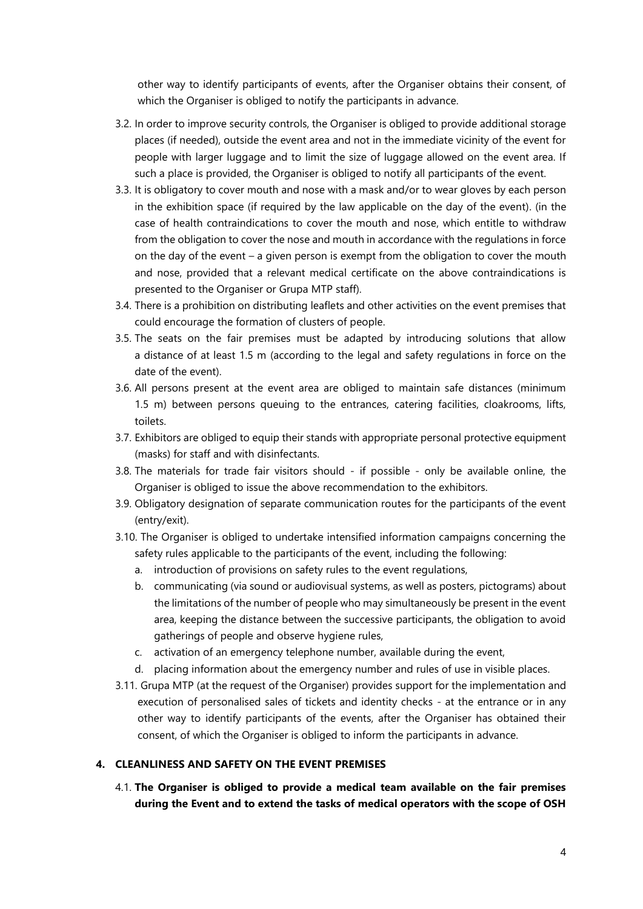other way to identify participants of events, after the Organiser obtains their consent, of which the Organiser is obliged to notify the participants in advance.

3.2. In order to improve security controls, the Organiser is obliged to provide additional storage places (if needed), outside the event area and not in the immediate vicinity of the event for people with larger luggage and to limit the size of luggage allowed on the event area. If such a place is provided, the Organiser is obliged to notify all participants of the event.

3.3. It is obligatory to cover mouth and nose with a mask and/or to wear gloves by each person in the exhibition space (if required by the law applicable on the day of the event). (in the case of health contraindications to cover the mouth and nose, which entitle to withdraw from the obligation to cover the nose and mouth in accordance with the regulations in force on the day of the event – a given person is exempt from the obligation to cover the mouth and nose, provided that a relevant medical certificate on the above contraindications is presented to the Organiser or Grupa MTP staff).

3.4. There is a prohibition on distributing leaflets and other activities on the event premises that could encourage the formation of clusters of people.

3.5. The seats on the fair premises must be adapted by introducing solutions that allow a distance of at least 1.5 m (according to the legal and safety regulations in force on the date of the event).

3.6. All persons present at the event area are obliged to maintain safe distances (minimum 1.5 m) between persons queuing to the entrances, catering facilities, cloakrooms, lifts, toilets.

3.7. Exhibitors are obliged to equip their stands with appropriate personal protective equipment (masks) for staff and with disinfectants.

3.8. The materials for trade fair visitors should - if possible - only be available online, the Organiser is obliged to issue the above recommendation to the exhibitors.

3.9. Obligatory designation of separate communication routes for the participants of the event (entry/exit).

3.10. The Organiser is obliged to undertake intensified information campaigns concerning the safety rules applicable to the participants of the event, including the following:

   a. introduction of provisions on safety rules to the event regulations,
   b. communicating (via sound or audiovisual systems, as well as posters, pictograms) about the limitations of the number of people who may simultaneously be present in the event area, keeping the distance between the successive participants, the obligation to avoid gatherings of people and observe hygiene rules,
   c. activation of an emergency telephone number, available during the event,
   d. placing information about the emergency number and rules of use in visible places.

3.11. Grupa MTP (at the request of the Organiser) provides support for the implementation and execution of personalised sales of tickets and identity checks - at the entrance or in any other way to identify participants of the events, after the Organiser has obtained their consent, of which the Organiser is obliged to inform the participants in advance.

## 4. CLEANLINESS AND SAFETY ON THE EVENT PREMISES

4.1. **The Organiser is obliged to provide a medical team available on the fair premises during the Event and to extend the tasks of medical operators with the scope of OSH**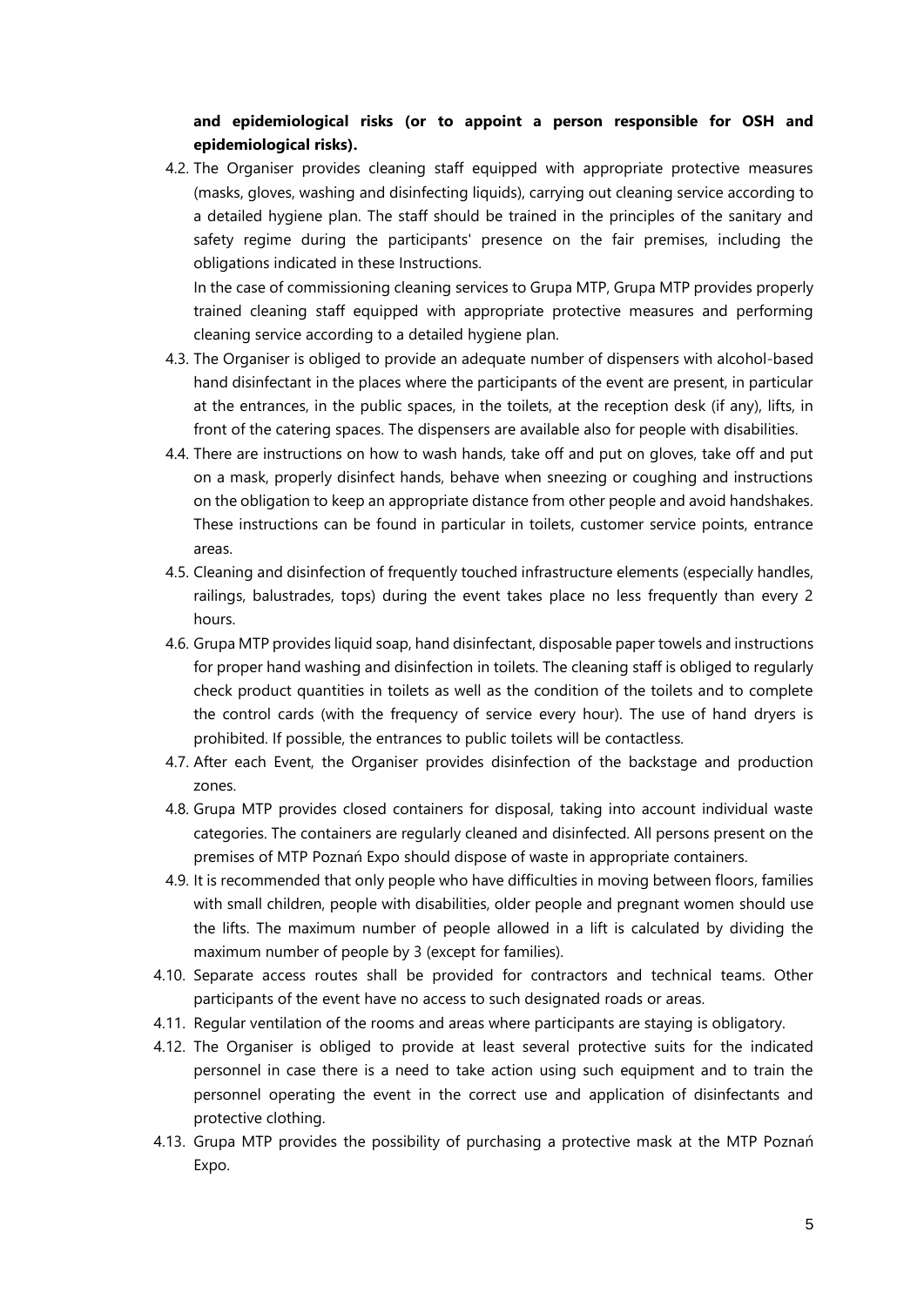**and epidemiological risks (or to appoint a person responsible for OSH and epidemiological risks).**

4.2. The Organiser provides cleaning staff equipped with appropriate protective measures (masks, gloves, washing and disinfecting liquids), carrying out cleaning service according to a detailed hygiene plan. The staff should be trained in the principles of the sanitary and safety regime during the participants' presence on the fair premises, including the obligations indicated in these Instructions.

In the case of commissioning cleaning services to Grupa MTP, Grupa MTP provides properly trained cleaning staff equipped with appropriate protective measures and performing cleaning service according to a detailed hygiene plan.

4.3. The Organiser is obliged to provide an adequate number of dispensers with alcohol-based hand disinfectant in the places where the participants of the event are present, in particular at the entrances, in the public spaces, in the toilets, at the reception desk (if any), lifts, in front of the catering spaces. The dispensers are available also for people with disabilities.

4.4. There are instructions on how to wash hands, take off and put on gloves, take off and put on a mask, properly disinfect hands, behave when sneezing or coughing and instructions on the obligation to keep an appropriate distance from other people and avoid handshakes. These instructions can be found in particular in toilets, customer service points, entrance areas.

4.5. Cleaning and disinfection of frequently touched infrastructure elements (especially handles, railings, balustrades, tops) during the event takes place no less frequently than every 2 hours.

4.6. Grupa MTP provides liquid soap, hand disinfectant, disposable paper towels and instructions for proper hand washing and disinfection in toilets. The cleaning staff is obliged to regularly check product quantities in toilets as well as the condition of the toilets and to complete the control cards (with the frequency of service every hour). The use of hand dryers is prohibited. If possible, the entrances to public toilets will be contactless.

4.7. After each Event, the Organiser provides disinfection of the backstage and production zones.

4.8. Grupa MTP provides closed containers for disposal, taking into account individual waste categories. The containers are regularly cleaned and disinfected. All persons present on the premises of MTP Poznań Expo should dispose of waste in appropriate containers.

4.9. It is recommended that only people who have difficulties in moving between floors, families with small children, people with disabilities, older people and pregnant women should use the lifts. The maximum number of people allowed in a lift is calculated by dividing the maximum number of people by 3 (except for families).

4.10. Separate access routes shall be provided for contractors and technical teams. Other participants of the event have no access to such designated roads or areas.

4.11. Regular ventilation of the rooms and areas where participants are staying is obligatory.

4.12. The Organiser is obliged to provide at least several protective suits for the indicated personnel in case there is a need to take action using such equipment and to train the personnel operating the event in the correct use and application of disinfectants and protective clothing.

4.13. Grupa MTP provides the possibility of purchasing a protective mask at the MTP Poznań Expo.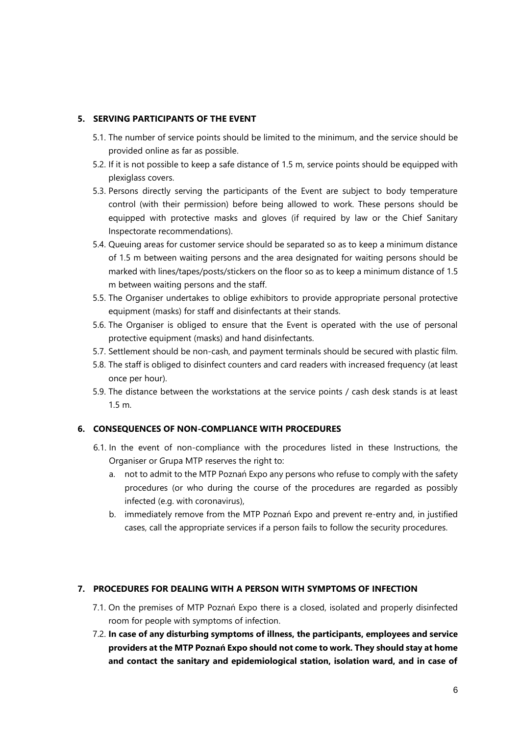## 5. SERVING PARTICIPANTS OF THE EVENT

5.1. The number of service points should be limited to the minimum, and the service should be provided online as far as possible.

5.2. If it is not possible to keep a safe distance of 1.5 m, service points should be equipped with plexiglass covers.

5.3. Persons directly serving the participants of the Event are subject to body temperature control (with their permission) before being allowed to work. These persons should be equipped with protective masks and gloves (if required by law or the Chief Sanitary Inspectorate recommendations).

5.4. Queuing areas for customer service should be separated so as to keep a minimum distance of 1.5 m between waiting persons and the area designated for waiting persons should be marked with lines/tapes/posts/stickers on the floor so as to keep a minimum distance of 1.5 m between waiting persons and the staff.

5.5. The Organiser undertakes to oblige exhibitors to provide appropriate personal protective equipment (masks) for staff and disinfectants at their stands.

5.6. The Organiser is obliged to ensure that the Event is operated with the use of personal protective equipment (masks) and hand disinfectants.

5.7. Settlement should be non-cash, and payment terminals should be secured with plastic film.

5.8. The staff is obliged to disinfect counters and card readers with increased frequency (at least once per hour).

5.9. The distance between the workstations at the service points / cash desk stands is at least 1.5 m.

## 6. CONSEQUENCES OF NON-COMPLIANCE WITH PROCEDURES

6.1. In the event of non-compliance with the procedures listed in these Instructions, the Organiser or Grupa MTP reserves the right to:

a. not to admit to the MTP Poznań Expo any persons who refuse to comply with the safety procedures (or who during the course of the procedures are regarded as possibly infected (e.g. with coronavirus),

b. immediately remove from the MTP Poznań Expo and prevent re-entry and, in justified cases, call the appropriate services if a person fails to follow the security procedures.

## 7. PROCEDURES FOR DEALING WITH A PERSON WITH SYMPTOMS OF INFECTION

7.1. On the premises of MTP Poznań Expo there is a closed, isolated and properly disinfected room for people with symptoms of infection.

7.2. **In case of any disturbing symptoms of illness, the participants, employees and service providers at the MTP Poznań Expo should not come to work. They should stay at home and contact the sanitary and epidemiological station, isolation ward, and in case of**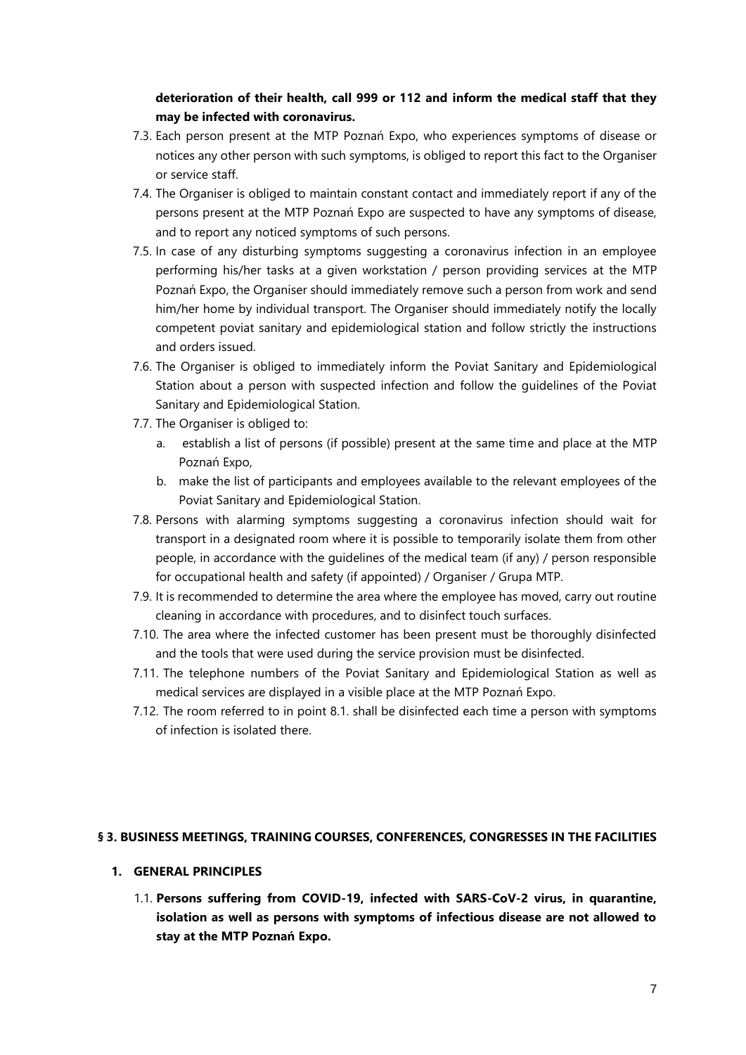**deterioration of their health, call 999 or 112 and inform the medical staff that they may be infected with coronavirus.**

7.3. Each person present at the MTP Poznań Expo, who experiences symptoms of disease or notices any other person with such symptoms, is obliged to report this fact to the Organiser or service staff.

7.4. The Organiser is obliged to maintain constant contact and immediately report if any of the persons present at the MTP Poznań Expo are suspected to have any symptoms of disease, and to report any noticed symptoms of such persons.

7.5. In case of any disturbing symptoms suggesting a coronavirus infection in an employee performing his/her tasks at a given workstation / person providing services at the MTP Poznań Expo, the Organiser should immediately remove such a person from work and send him/her home by individual transport. The Organiser should immediately notify the locally competent poviat sanitary and epidemiological station and follow strictly the instructions and orders issued.

7.6. The Organiser is obliged to immediately inform the Poviat Sanitary and Epidemiological Station about a person with suspected infection and follow the guidelines of the Poviat Sanitary and Epidemiological Station.

7.7. The Organiser is obliged to:

a. establish a list of persons (if possible) present at the same time and place at the MTP Poznań Expo,

b. make the list of participants and employees available to the relevant employees of the Poviat Sanitary and Epidemiological Station.

7.8. Persons with alarming symptoms suggesting a coronavirus infection should wait for transport in a designated room where it is possible to temporarily isolate them from other people, in accordance with the guidelines of the medical team (if any) / person responsible for occupational health and safety (if appointed) / Organiser / Grupa MTP.

7.9. It is recommended to determine the area where the employee has moved, carry out routine cleaning in accordance with procedures, and to disinfect touch surfaces.

7.10. The area where the infected customer has been present must be thoroughly disinfected and the tools that were used during the service provision must be disinfected.

7.11. The telephone numbers of the Poviat Sanitary and Epidemiological Station as well as medical services are displayed in a visible place at the MTP Poznań Expo.

7.12. The room referred to in point 8.1. shall be disinfected each time a person with symptoms of infection is isolated there.

## § 3. BUSINESS MEETINGS, TRAINING COURSES, CONFERENCES, CONGRESSES IN THE FACILITIES

### 1. GENERAL PRINCIPLES

1.1. **Persons suffering from COVID-19, infected with SARS-CoV-2 virus, in quarantine, isolation as well as persons with symptoms of infectious disease are not allowed to stay at the MTP Poznań Expo.**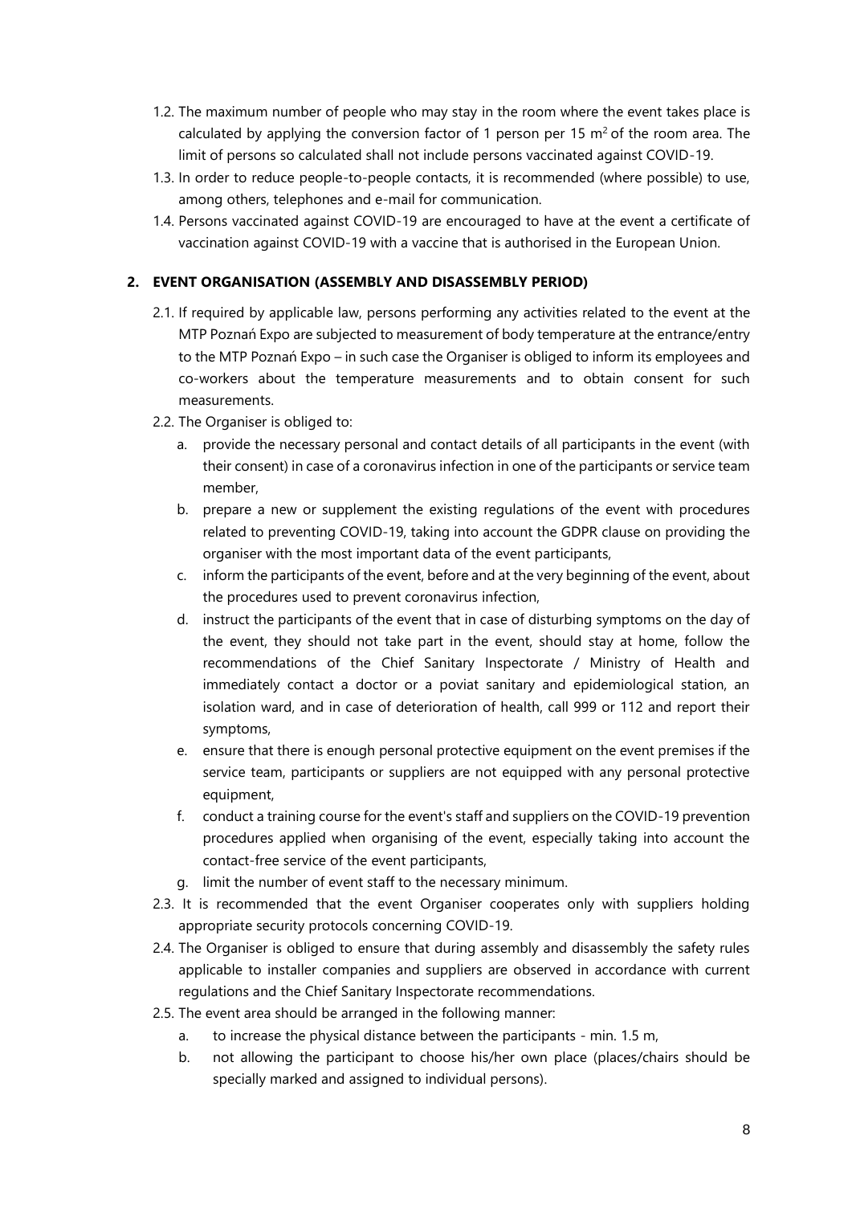1.2. The maximum number of people who may stay in the room where the event takes place is calculated by applying the conversion factor of 1 person per 15 $m^2$ of the room area. The limit of persons so calculated shall not include persons vaccinated against COVID-19.

1.3. In order to reduce people-to-people contacts, it is recommended (where possible) to use, among others, telephones and e-mail for communication.

1.4. Persons vaccinated against COVID-19 are encouraged to have at the event a certificate of vaccination against COVID-19 with a vaccine that is authorised in the European Union.

## 2. EVENT ORGANISATION (ASSEMBLY AND DISASSEMBLY PERIOD)

2.1. If required by applicable law, persons performing any activities related to the event at the MTP Poznań Expo are subjected to measurement of body temperature at the entrance/entry to the MTP Poznań Expo – in such case the Organiser is obliged to inform its employees and co-workers about the temperature measurements and to obtain consent for such measurements.

2.2. The Organiser is obliged to:

a. provide the necessary personal and contact details of all participants in the event (with their consent) in case of a coronavirus infection in one of the participants or service team member,

b. prepare a new or supplement the existing regulations of the event with procedures related to preventing COVID-19, taking into account the GDPR clause on providing the organiser with the most important data of the event participants,

c. inform the participants of the event, before and at the very beginning of the event, about the procedures used to prevent coronavirus infection,

d. instruct the participants of the event that in case of disturbing symptoms on the day of the event, they should not take part in the event, should stay at home, follow the recommendations of the Chief Sanitary Inspectorate / Ministry of Health and immediately contact a doctor or a poviat sanitary and epidemiological station, an isolation ward, and in case of deterioration of health, call 999 or 112 and report their symptoms,

e. ensure that there is enough personal protective equipment on the event premises if the service team, participants or suppliers are not equipped with any personal protective equipment,

f. conduct a training course for the event's staff and suppliers on the COVID-19 prevention procedures applied when organising of the event, especially taking into account the contact-free service of the event participants,

g. limit the number of event staff to the necessary minimum.

2.3. It is recommended that the event Organiser cooperates only with suppliers holding appropriate security protocols concerning COVID-19.

2.4. The Organiser is obliged to ensure that during assembly and disassembly the safety rules applicable to installer companies and suppliers are observed in accordance with current regulations and the Chief Sanitary Inspectorate recommendations.

2.5. The event area should be arranged in the following manner:

a. to increase the physical distance between the participants - min. 1.5 m,

b. not allowing the participant to choose his/her own place (places/chairs should be specially marked and assigned to individual persons).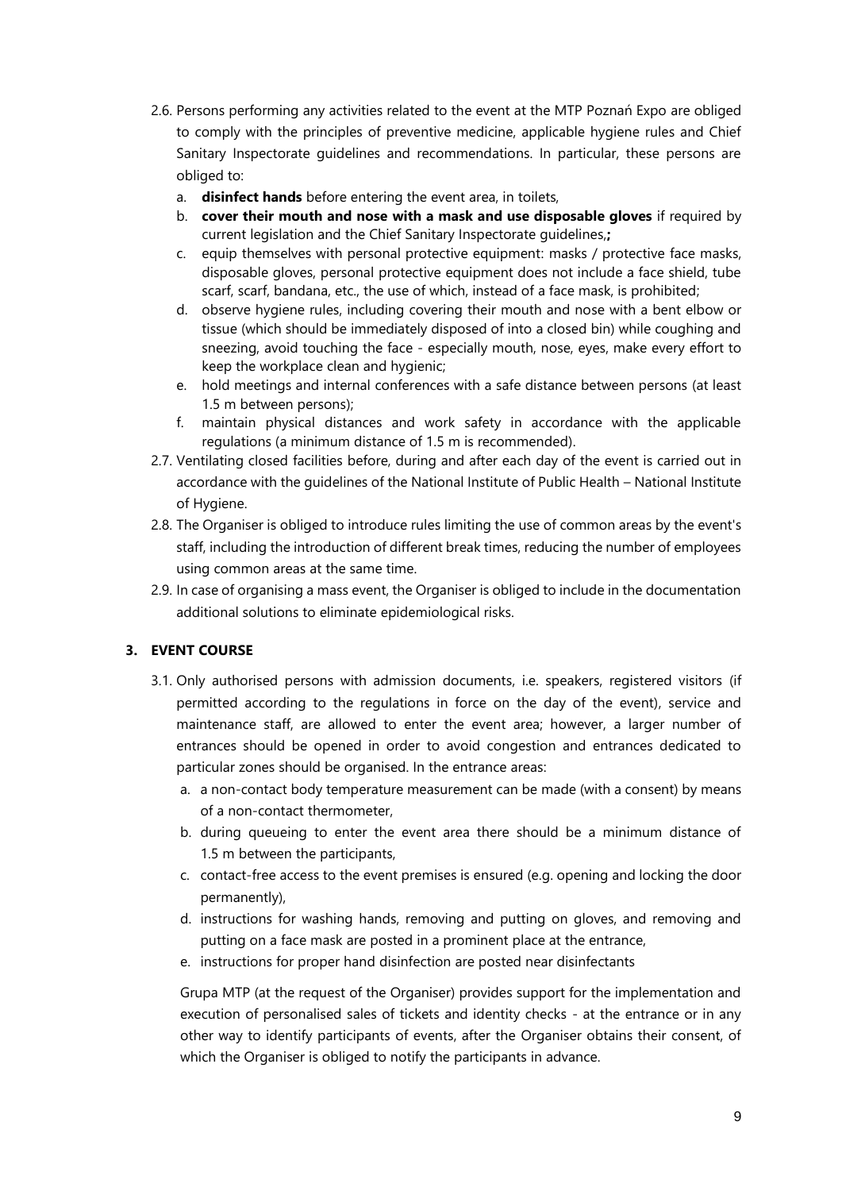2.6. Persons performing any activities related to the event at the MTP Poznań Expo are obliged to comply with the principles of preventive medicine, applicable hygiene rules and Chief Sanitary Inspectorate guidelines and recommendations. In particular, these persons are obliged to:

   a. **disinfect hands** before entering the event area, in toilets,
   b. **cover their mouth and nose with a mask and use disposable gloves** if required by current legislation and the Chief Sanitary Inspectorate guidelines,**;**
   c. equip themselves with personal protective equipment: masks / protective face masks, disposable gloves, personal protective equipment does not include a face shield, tube scarf, scarf, bandana, etc., the use of which, instead of a face mask, is prohibited;
   d. observe hygiene rules, including covering their mouth and nose with a bent elbow or tissue (which should be immediately disposed of into a closed bin) while coughing and sneezing, avoid touching the face - especially mouth, nose, eyes, make every effort to keep the workplace clean and hygienic;
   e. hold meetings and internal conferences with a safe distance between persons (at least 1.5 m between persons);
   f. maintain physical distances and work safety in accordance with the applicable regulations (a minimum distance of 1.5 m is recommended).

2.7. Ventilating closed facilities before, during and after each day of the event is carried out in accordance with the guidelines of the National Institute of Public Health – National Institute of Hygiene.

2.8. The Organiser is obliged to introduce rules limiting the use of common areas by the event's staff, including the introduction of different break times, reducing the number of employees using common areas at the same time.

2.9. In case of organising a mass event, the Organiser is obliged to include in the documentation additional solutions to eliminate epidemiological risks.

## 3. EVENT COURSE

3.1. Only authorised persons with admission documents, i.e. speakers, registered visitors (if permitted according to the regulations in force on the day of the event), service and maintenance staff, are allowed to enter the event area; however, a larger number of entrances should be opened in order to avoid congestion and entrances dedicated to particular zones should be organised. In the entrance areas:

   a. a non-contact body temperature measurement can be made (with a consent) by means of a non-contact thermometer,
   b. during queueing to enter the event area there should be a minimum distance of 1.5 m between the participants,
   c. contact-free access to the event premises is ensured (e.g. opening and locking the door permanently),
   d. instructions for washing hands, removing and putting on gloves, and removing and putting on a face mask are posted in a prominent place at the entrance,
   e. instructions for proper hand disinfection are posted near disinfectants

   Grupa MTP (at the request of the Organiser) provides support for the implementation and execution of personalised sales of tickets and identity checks - at the entrance or in any other way to identify participants of events, after the Organiser obtains their consent, of which the Organiser is obliged to notify the participants in advance.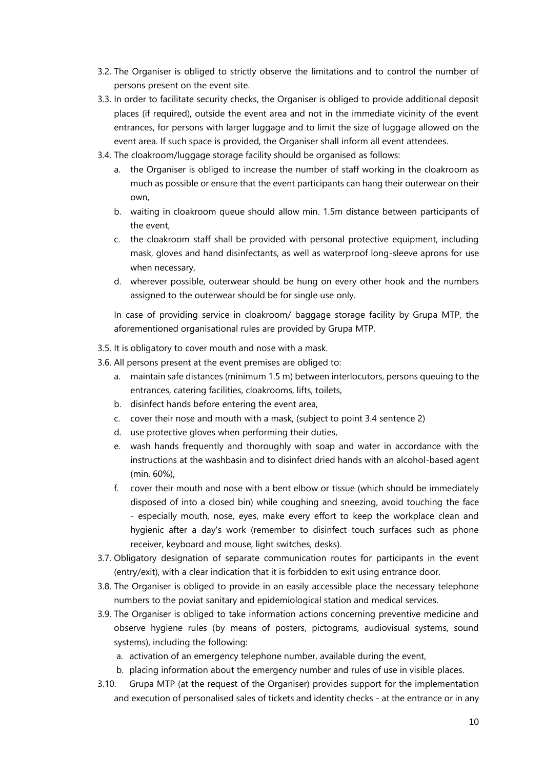3.2. The Organiser is obliged to strictly observe the limitations and to control the number of persons present on the event site.

3.3. In order to facilitate security checks, the Organiser is obliged to provide additional deposit places (if required), outside the event area and not in the immediate vicinity of the event entrances, for persons with larger luggage and to limit the size of luggage allowed on the event area. If such space is provided, the Organiser shall inform all event attendees.

3.4. The cloakroom/luggage storage facility should be organised as follows:

   a. the Organiser is obliged to increase the number of staff working in the cloakroom as much as possible or ensure that the event participants can hang their outerwear on their own,

   b. waiting in cloakroom queue should allow min. 1.5m distance between participants of the event,

   c. the cloakroom staff shall be provided with personal protective equipment, including mask, gloves and hand disinfectants, as well as waterproof long-sleeve aprons for use when necessary,

   d. wherever possible, outerwear should be hung on every other hook and the numbers assigned to the outerwear should be for single use only.

   In case of providing service in cloakroom/ baggage storage facility by Grupa MTP, the aforementioned organisational rules are provided by Grupa MTP.

3.5. It is obligatory to cover mouth and nose with a mask.

3.6. All persons present at the event premises are obliged to:

   a. maintain safe distances (minimum 1.5 m) between interlocutors, persons queuing to the entrances, catering facilities, cloakrooms, lifts, toilets,

   b. disinfect hands before entering the event area,

   c. cover their nose and mouth with a mask, (subject to point 3.4 sentence 2)

   d. use protective gloves when performing their duties,

   e. wash hands frequently and thoroughly with soap and water in accordance with the instructions at the washbasin and to disinfect dried hands with an alcohol-based agent (min. 60%),

   f. cover their mouth and nose with a bent elbow or tissue (which should be immediately disposed of into a closed bin) while coughing and sneezing, avoid touching the face - especially mouth, nose, eyes, make every effort to keep the workplace clean and hygienic after a day's work (remember to disinfect touch surfaces such as phone receiver, keyboard and mouse, light switches, desks).

3.7. Obligatory designation of separate communication routes for participants in the event (entry/exit), with a clear indication that it is forbidden to exit using entrance door.

3.8. The Organiser is obliged to provide in an easily accessible place the necessary telephone numbers to the poviat sanitary and epidemiological station and medical services.

3.9. The Organiser is obliged to take information actions concerning preventive medicine and observe hygiene rules (by means of posters, pictograms, audiovisual systems, sound systems), including the following:

   a. activation of an emergency telephone number, available during the event,

   b. placing information about the emergency number and rules of use in visible places.

3.10. Grupa MTP (at the request of the Organiser) provides support for the implementation and execution of personalised sales of tickets and identity checks - at the entrance or in any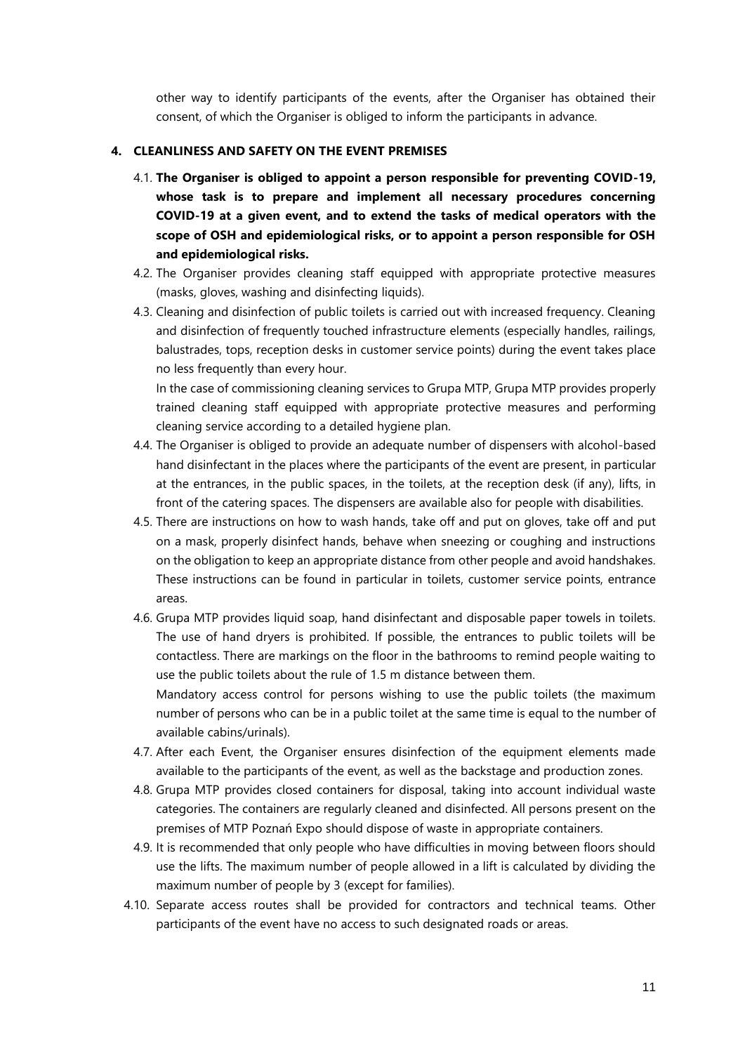other way to identify participants of the events, after the Organiser has obtained their consent, of which the Organiser is obliged to inform the participants in advance.

## 4. CLEANLINESS AND SAFETY ON THE EVENT PREMISES

4.1. **The Organiser is obliged to appoint a person responsible for preventing COVID-19, whose task is to prepare and implement all necessary procedures concerning COVID-19 at a given event, and to extend the tasks of medical operators with the scope of OSH and epidemiological risks, or to appoint a person responsible for OSH and epidemiological risks.**

4.2. The Organiser provides cleaning staff equipped with appropriate protective measures (masks, gloves, washing and disinfecting liquids).

4.3. Cleaning and disinfection of public toilets is carried out with increased frequency. Cleaning and disinfection of frequently touched infrastructure elements (especially handles, railings, balustrades, tops, reception desks in customer service points) during the event takes place no less frequently than every hour.

In the case of commissioning cleaning services to Grupa MTP, Grupa MTP provides properly trained cleaning staff equipped with appropriate protective measures and performing cleaning service according to a detailed hygiene plan.

4.4. The Organiser is obliged to provide an adequate number of dispensers with alcohol-based hand disinfectant in the places where the participants of the event are present, in particular at the entrances, in the public spaces, in the toilets, at the reception desk (if any), lifts, in front of the catering spaces. The dispensers are available also for people with disabilities.

4.5. There are instructions on how to wash hands, take off and put on gloves, take off and put on a mask, properly disinfect hands, behave when sneezing or coughing and instructions on the obligation to keep an appropriate distance from other people and avoid handshakes. These instructions can be found in particular in toilets, customer service points, entrance areas.

4.6. Grupa MTP provides liquid soap, hand disinfectant and disposable paper towels in toilets. The use of hand dryers is prohibited. If possible, the entrances to public toilets will be contactless. There are markings on the floor in the bathrooms to remind people waiting to use the public toilets about the rule of 1.5 m distance between them.

Mandatory access control for persons wishing to use the public toilets (the maximum number of persons who can be in a public toilet at the same time is equal to the number of available cabins/urinals).

4.7. After each Event, the Organiser ensures disinfection of the equipment elements made available to the participants of the event, as well as the backstage and production zones.

4.8. Grupa MTP provides closed containers for disposal, taking into account individual waste categories. The containers are regularly cleaned and disinfected. All persons present on the premises of MTP Poznań Expo should dispose of waste in appropriate containers.

4.9. It is recommended that only people who have difficulties in moving between floors should use the lifts. The maximum number of people allowed in a lift is calculated by dividing the maximum number of people by 3 (except for families).

4.10. Separate access routes shall be provided for contractors and technical teams. Other participants of the event have no access to such designated roads or areas.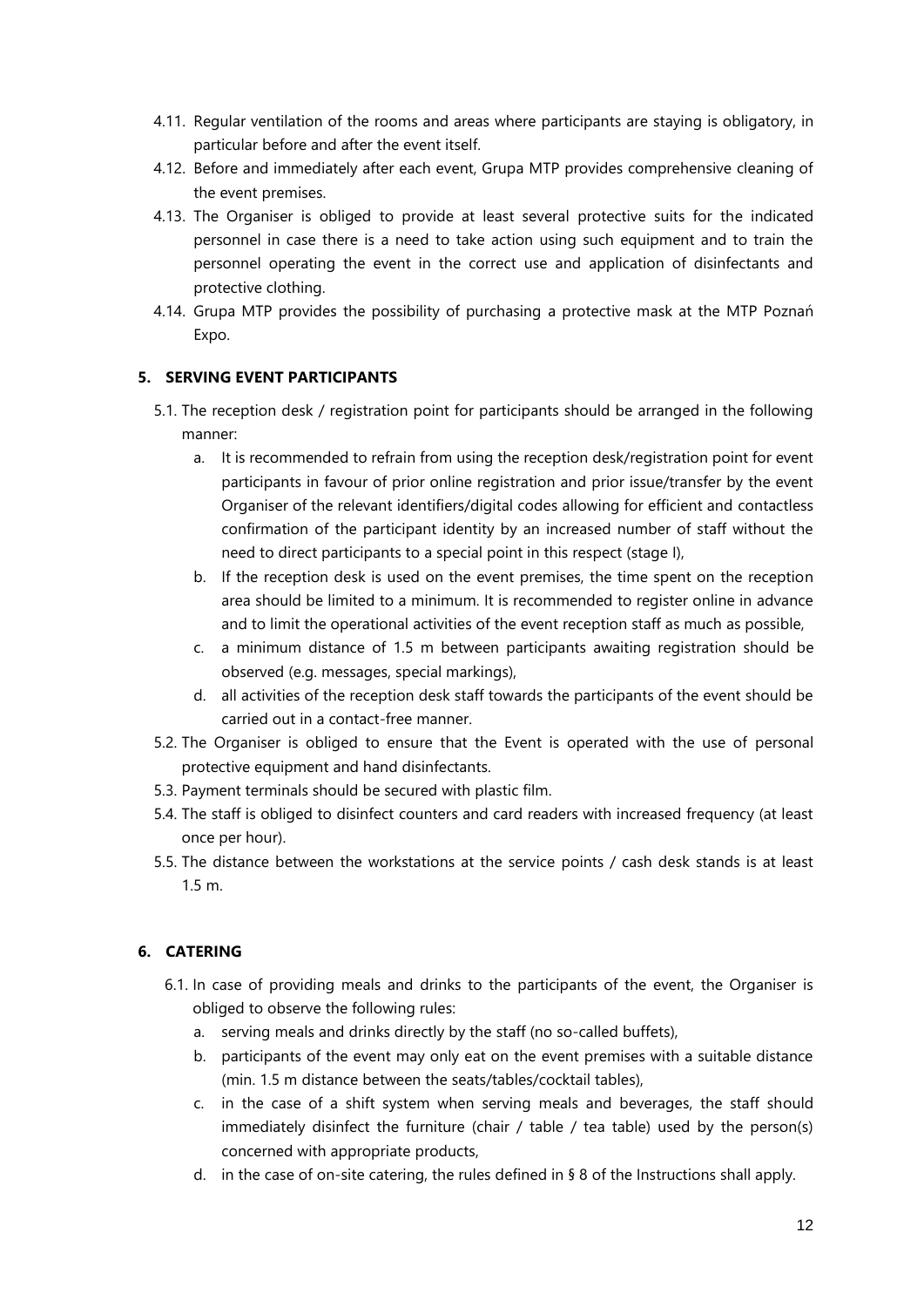4.11. Regular ventilation of the rooms and areas where participants are staying is obligatory, in particular before and after the event itself.

4.12. Before and immediately after each event, Grupa MTP provides comprehensive cleaning of the event premises.

4.13. The Organiser is obliged to provide at least several protective suits for the indicated personnel in case there is a need to take action using such equipment and to train the personnel operating the event in the correct use and application of disinfectants and protective clothing.

4.14. Grupa MTP provides the possibility of purchasing a protective mask at the MTP Poznań Expo.

## 5. SERVING EVENT PARTICIPANTS

5.1. The reception desk / registration point for participants should be arranged in the following manner:

a. It is recommended to refrain from using the reception desk/registration point for event participants in favour of prior online registration and prior issue/transfer by the event Organiser of the relevant identifiers/digital codes allowing for efficient and contactless confirmation of the participant identity by an increased number of staff without the need to direct participants to a special point in this respect (stage I),

b. If the reception desk is used on the event premises, the time spent on the reception area should be limited to a minimum. It is recommended to register online in advance and to limit the operational activities of the event reception staff as much as possible,

c. a minimum distance of 1.5 m between participants awaiting registration should be observed (e.g. messages, special markings),

d. all activities of the reception desk staff towards the participants of the event should be carried out in a contact-free manner.

5.2. The Organiser is obliged to ensure that the Event is operated with the use of personal protective equipment and hand disinfectants.

5.3. Payment terminals should be secured with plastic film.

5.4. The staff is obliged to disinfect counters and card readers with increased frequency (at least once per hour).

5.5. The distance between the workstations at the service points / cash desk stands is at least 1.5 m.

## 6. CATERING

6.1. In case of providing meals and drinks to the participants of the event, the Organiser is obliged to observe the following rules:

a. serving meals and drinks directly by the staff (no so-called buffets),

b. participants of the event may only eat on the event premises with a suitable distance (min. 1.5 m distance between the seats/tables/cocktail tables),

c. in the case of a shift system when serving meals and beverages, the staff should immediately disinfect the furniture (chair / table / tea table) used by the person(s) concerned with appropriate products,

d. in the case of on-site catering, the rules defined in § 8 of the Instructions shall apply.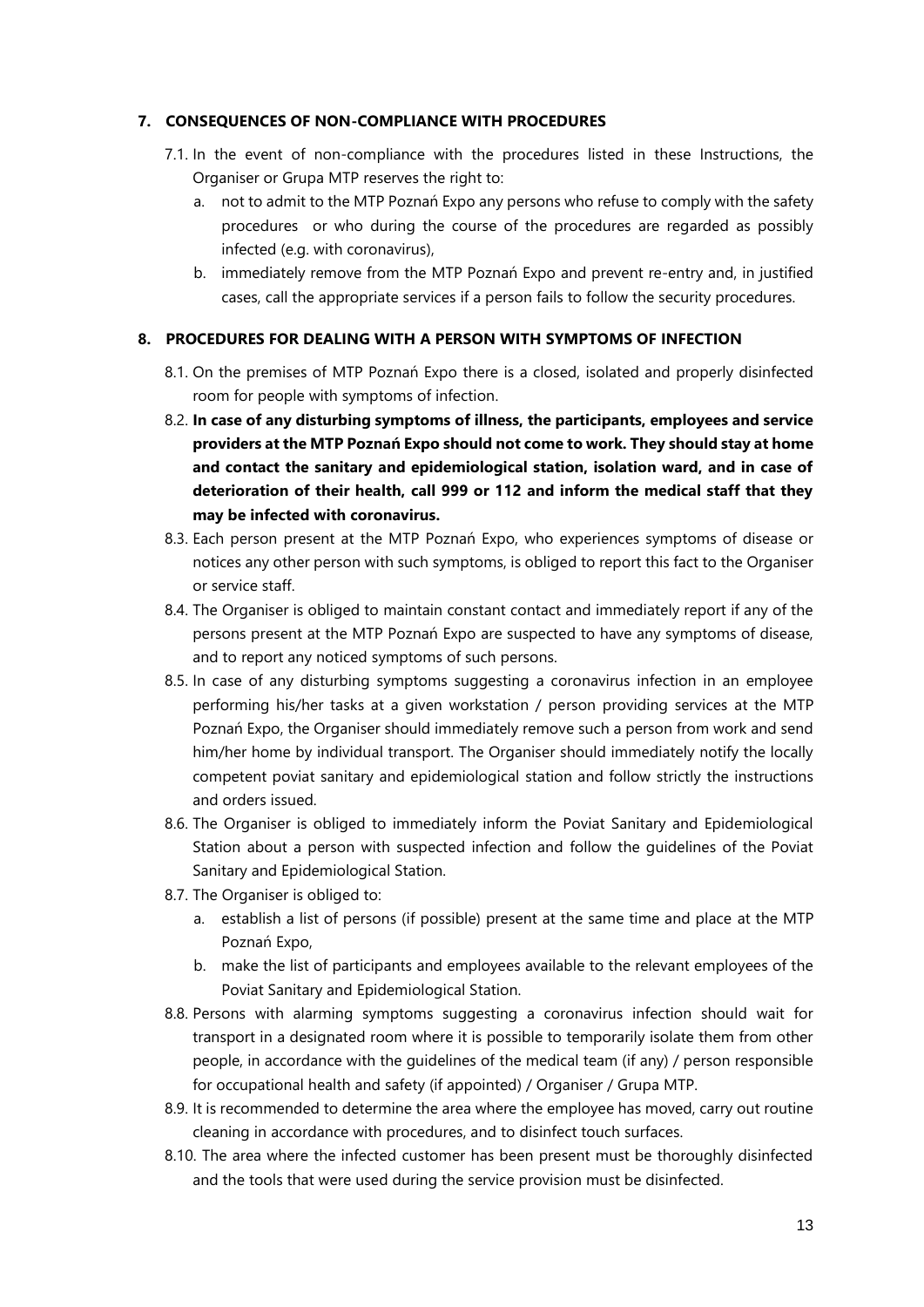## 7. CONSEQUENCES OF NON-COMPLIANCE WITH PROCEDURES

7.1. In the event of non-compliance with the procedures listed in these Instructions, the Organiser or Grupa MTP reserves the right to:

a. not to admit to the MTP Poznań Expo any persons who refuse to comply with the safety procedures or who during the course of the procedures are regarded as possibly infected (e.g. with coronavirus),

b. immediately remove from the MTP Poznań Expo and prevent re-entry and, in justified cases, call the appropriate services if a person fails to follow the security procedures.

## 8. PROCEDURES FOR DEALING WITH A PERSON WITH SYMPTOMS OF INFECTION

8.1. On the premises of MTP Poznań Expo there is a closed, isolated and properly disinfected room for people with symptoms of infection.

8.2. **In case of any disturbing symptoms of illness, the participants, employees and service providers at the MTP Poznań Expo should not come to work. They should stay at home and contact the sanitary and epidemiological station, isolation ward, and in case of deterioration of their health, call 999 or 112 and inform the medical staff that they may be infected with coronavirus.**

8.3. Each person present at the MTP Poznań Expo, who experiences symptoms of disease or notices any other person with such symptoms, is obliged to report this fact to the Organiser or service staff.

8.4. The Organiser is obliged to maintain constant contact and immediately report if any of the persons present at the MTP Poznań Expo are suspected to have any symptoms of disease, and to report any noticed symptoms of such persons.

8.5. In case of any disturbing symptoms suggesting a coronavirus infection in an employee performing his/her tasks at a given workstation / person providing services at the MTP Poznań Expo, the Organiser should immediately remove such a person from work and send him/her home by individual transport. The Organiser should immediately notify the locally competent poviat sanitary and epidemiological station and follow strictly the instructions and orders issued.

8.6. The Organiser is obliged to immediately inform the Poviat Sanitary and Epidemiological Station about a person with suspected infection and follow the guidelines of the Poviat Sanitary and Epidemiological Station.

8.7. The Organiser is obliged to:

a. establish a list of persons (if possible) present at the same time and place at the MTP Poznań Expo,

b. make the list of participants and employees available to the relevant employees of the Poviat Sanitary and Epidemiological Station.

8.8. Persons with alarming symptoms suggesting a coronavirus infection should wait for transport in a designated room where it is possible to temporarily isolate them from other people, in accordance with the guidelines of the medical team (if any) / person responsible for occupational health and safety (if appointed) / Organiser / Grupa MTP.

8.9. It is recommended to determine the area where the employee has moved, carry out routine cleaning in accordance with procedures, and to disinfect touch surfaces.

8.10. The area where the infected customer has been present must be thoroughly disinfected and the tools that were used during the service provision must be disinfected.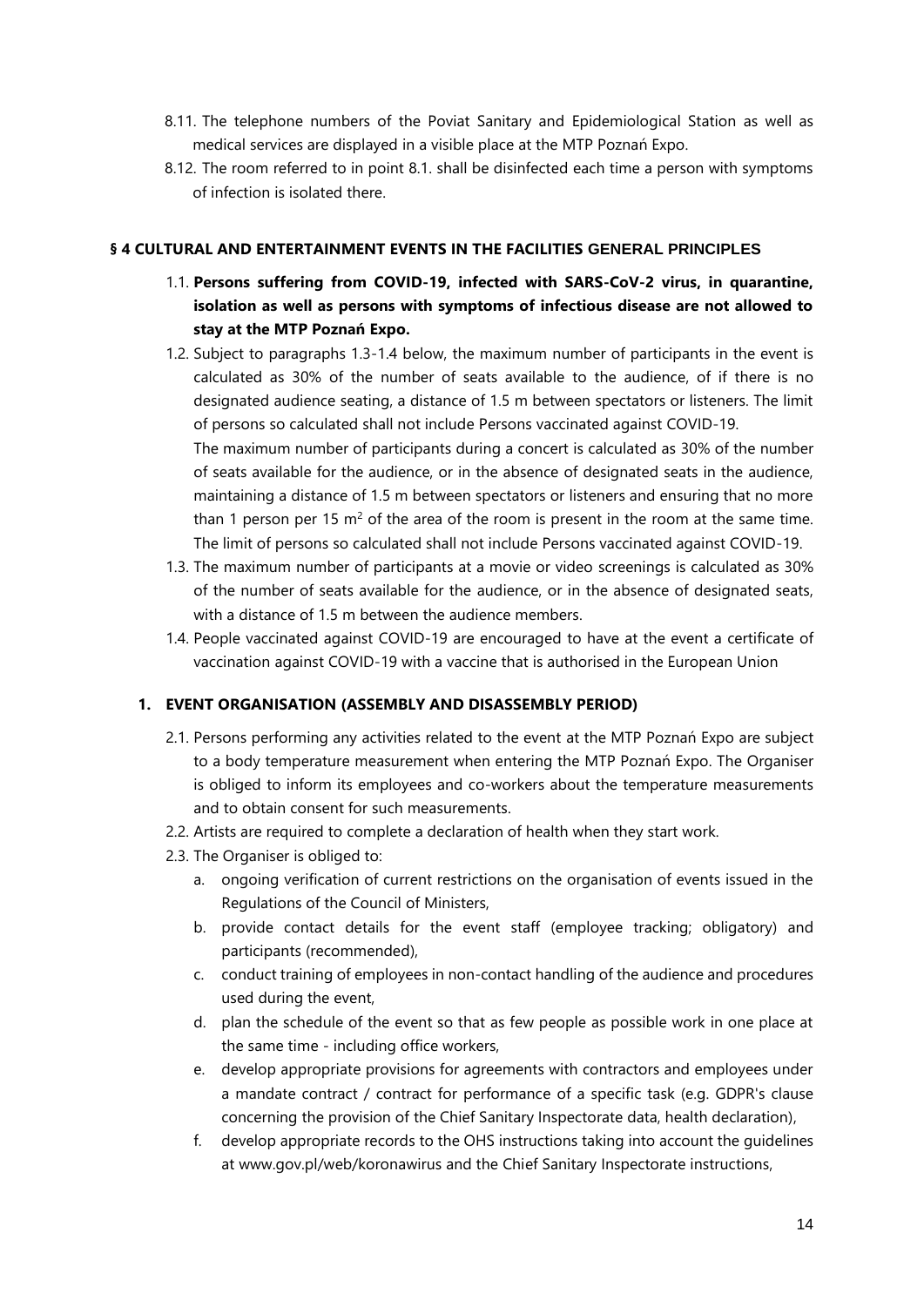8.11. The telephone numbers of the Poviat Sanitary and Epidemiological Station as well as medical services are displayed in a visible place at the MTP Poznań Expo.

8.12. The room referred to in point 8.1. shall be disinfected each time a person with symptoms of infection is isolated there.

## § 4 CULTURAL AND ENTERTAINMENT EVENTS IN THE FACILITIES GENERAL PRINCIPLES

1.1. **Persons suffering from COVID-19, infected with SARS-CoV-2 virus, in quarantine, isolation as well as persons with symptoms of infectious disease are not allowed to stay at the MTP Poznań Expo.**

1.2. Subject to paragraphs 1.3-1.4 below, the maximum number of participants in the event is calculated as 30% of the number of seats available to the audience, of if there is no designated audience seating, a distance of 1.5 m between spectators or listeners. The limit of persons so calculated shall not include Persons vaccinated against COVID-19.
The maximum number of participants during a concert is calculated as 30% of the number of seats available for the audience, or in the absence of designated seats in the audience, maintaining a distance of 1.5 m between spectators or listeners and ensuring that no more than 1 person per 15 $m^2$ of the area of the room is present in the room at the same time. The limit of persons so calculated shall not include Persons vaccinated against COVID-19.

1.3. The maximum number of participants at a movie or video screenings is calculated as 30% of the number of seats available for the audience, or in the absence of designated seats, with a distance of 1.5 m between the audience members.

1.4. People vaccinated against COVID-19 are encouraged to have at the event a certificate of vaccination against COVID-19 with a vaccine that is authorised in the European Union

### 1. EVENT ORGANISATION (ASSEMBLY AND DISASSEMBLY PERIOD)

2.1. Persons performing any activities related to the event at the MTP Poznań Expo are subject to a body temperature measurement when entering the MTP Poznań Expo. The Organiser is obliged to inform its employees and co-workers about the temperature measurements and to obtain consent for such measurements.

2.2. Artists are required to complete a declaration of health when they start work.

2.3. The Organiser is obliged to:

a. ongoing verification of current restrictions on the organisation of events issued in the Regulations of the Council of Ministers,
b. provide contact details for the event staff (employee tracking; obligatory) and participants (recommended),
c. conduct training of employees in non-contact handling of the audience and procedures used during the event,
d. plan the schedule of the event so that as few people as possible work in one place at the same time - including office workers,
e. develop appropriate provisions for agreements with contractors and employees under a mandate contract / contract for performance of a specific task (e.g. GDPR's clause concerning the provision of the Chief Sanitary Inspectorate data, health declaration),
f. develop appropriate records to the OHS instructions taking into account the guidelines at www.gov.pl/web/koronawirus and the Chief Sanitary Inspectorate instructions,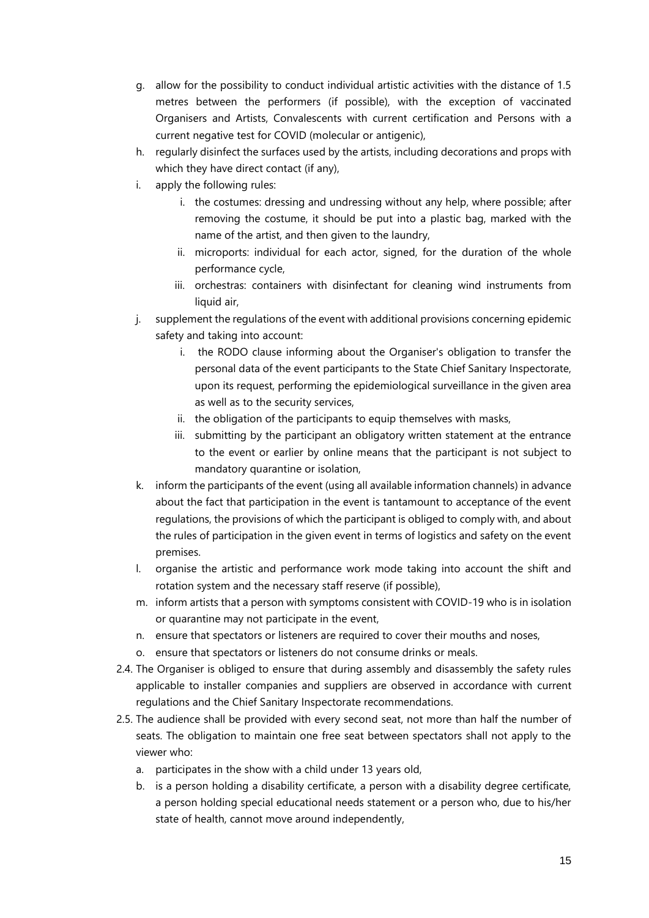g. allow for the possibility to conduct individual artistic activities with the distance of 1.5 metres between the performers (if possible), with the exception of vaccinated Organisers and Artists, Convalescents with current certification and Persons with a current negative test for COVID (molecular or antigenic),
h. regularly disinfect the surfaces used by the artists, including decorations and props with which they have direct contact (if any),
i. apply the following rules:
    i. the costumes: dressing and undressing without any help, where possible; after removing the costume, it should be put into a plastic bag, marked with the name of the artist, and then given to the laundry,
    ii. microports: individual for each actor, signed, for the duration of the whole performance cycle,
    iii. orchestras: containers with disinfectant for cleaning wind instruments from liquid air,
j. supplement the regulations of the event with additional provisions concerning epidemic safety and taking into account:
    i. the RODO clause informing about the Organiser's obligation to transfer the personal data of the event participants to the State Chief Sanitary Inspectorate, upon its request, performing the epidemiological surveillance in the given area as well as to the security services,
    ii. the obligation of the participants to equip themselves with masks,
    iii. submitting by the participant an obligatory written statement at the entrance to the event or earlier by online means that the participant is not subject to mandatory quarantine or isolation,
k. inform the participants of the event (using all available information channels) in advance about the fact that participation in the event is tantamount to acceptance of the event regulations, the provisions of which the participant is obliged to comply with, and about the rules of participation in the given event in terms of logistics and safety on the event premises.
l. organise the artistic and performance work mode taking into account the shift and rotation system and the necessary staff reserve (if possible),
m. inform artists that a person with symptoms consistent with COVID-19 who is in isolation or quarantine may not participate in the event,
n. ensure that spectators or listeners are required to cover their mouths and noses,
o. ensure that spectators or listeners do not consume drinks or meals.

2.4. The Organiser is obliged to ensure that during assembly and disassembly the safety rules applicable to installer companies and suppliers are observed in accordance with current regulations and the Chief Sanitary Inspectorate recommendations.

2.5. The audience shall be provided with every second seat, not more than half the number of seats. The obligation to maintain one free seat between spectators shall not apply to the viewer who:
a. participates in the show with a child under 13 years old,
b. is a person holding a disability certificate, a person with a disability degree certificate, a person holding special educational needs statement or a person who, due to his/her state of health, cannot move around independently,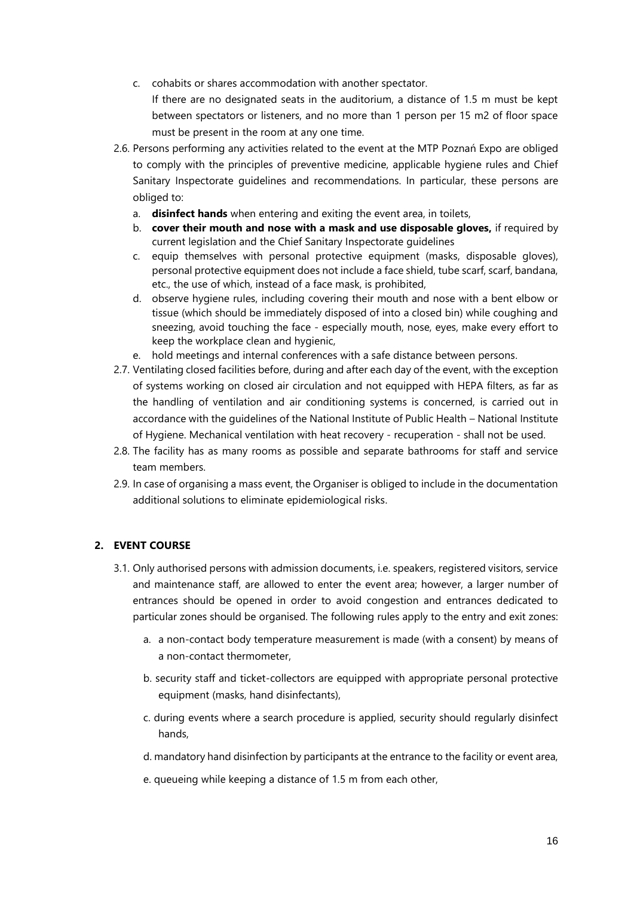c. cohabits or shares accommodation with another spectator.

   If there are no designated seats in the auditorium, a distance of 1.5 m must be kept between spectators or listeners, and no more than 1 person per 15 m2 of floor space must be present in the room at any one time.

2.6. Persons performing any activities related to the event at the MTP Poznań Expo are obliged to comply with the principles of preventive medicine, applicable hygiene rules and Chief Sanitary Inspectorate guidelines and recommendations. In particular, these persons are obliged to:

   a. **disinfect hands** when entering and exiting the event area, in toilets,
   b. **cover their mouth and nose with a mask and use disposable gloves,** if required by current legislation and the Chief Sanitary Inspectorate guidelines
   c. equip themselves with personal protective equipment (masks, disposable gloves), personal protective equipment does not include a face shield, tube scarf, scarf, bandana, etc., the use of which, instead of a face mask, is prohibited,
   d. observe hygiene rules, including covering their mouth and nose with a bent elbow or tissue (which should be immediately disposed of into a closed bin) while coughing and sneezing, avoid touching the face - especially mouth, nose, eyes, make every effort to keep the workplace clean and hygienic,
   e. hold meetings and internal conferences with a safe distance between persons.

2.7. Ventilating closed facilities before, during and after each day of the event, with the exception of systems working on closed air circulation and not equipped with HEPA filters, as far as the handling of ventilation and air conditioning systems is concerned, is carried out in accordance with the guidelines of the National Institute of Public Health – National Institute of Hygiene. Mechanical ventilation with heat recovery - recuperation - shall not be used.

2.8. The facility has as many rooms as possible and separate bathrooms for staff and service team members.

2.9. In case of organising a mass event, the Organiser is obliged to include in the documentation additional solutions to eliminate epidemiological risks.

## 2. EVENT COURSE

3.1. Only authorised persons with admission documents, i.e. speakers, registered visitors, service and maintenance staff, are allowed to enter the event area; however, a larger number of entrances should be opened in order to avoid congestion and entrances dedicated to particular zones should be organised. The following rules apply to the entry and exit zones:

   a. a non-contact body temperature measurement is made (with a consent) by means of a non-contact thermometer,

   b. security staff and ticket-collectors are equipped with appropriate personal protective equipment (masks, hand disinfectants),

   c. during events where a search procedure is applied, security should regularly disinfect hands,

   d. mandatory hand disinfection by participants at the entrance to the facility or event area,

   e. queueing while keeping a distance of 1.5 m from each other,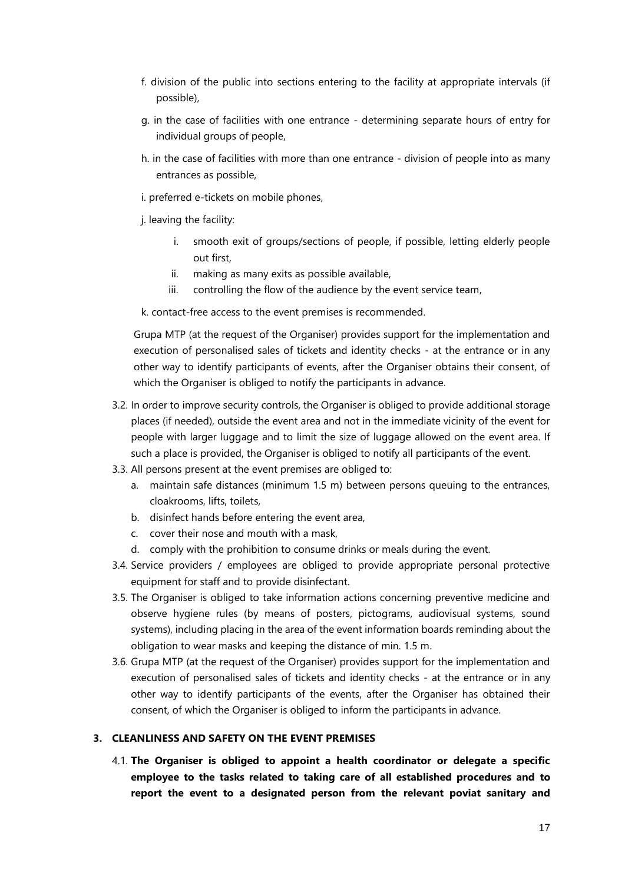f. division of the public into sections entering to the facility at appropriate intervals (if possible),

g. in the case of facilities with one entrance - determining separate hours of entry for individual groups of people,

h. in the case of facilities with more than one entrance - division of people into as many entrances as possible,

i. preferred e-tickets on mobile phones,

j. leaving the facility:

   i. smooth exit of groups/sections of people, if possible, letting elderly people out first,

   ii. making as many exits as possible available,

   iii. controlling the flow of the audience by the event service team,

k. contact-free access to the event premises is recommended.

Grupa MTP (at the request of the Organiser) provides support for the implementation and execution of personalised sales of tickets and identity checks - at the entrance or in any other way to identify participants of events, after the Organiser obtains their consent, of which the Organiser is obliged to notify the participants in advance.

3.2. In order to improve security controls, the Organiser is obliged to provide additional storage places (if needed), outside the event area and not in the immediate vicinity of the event for people with larger luggage and to limit the size of luggage allowed on the event area. If such a place is provided, the Organiser is obliged to notify all participants of the event.

3.3. All persons present at the event premises are obliged to:

   a. maintain safe distances (minimum 1.5 m) between persons queuing to the entrances, cloakrooms, lifts, toilets,
   b. disinfect hands before entering the event area,
   c. cover their nose and mouth with a mask,
   d. comply with the prohibition to consume drinks or meals during the event.

3.4. Service providers / employees are obliged to provide appropriate personal protective equipment for staff and to provide disinfectant.

3.5. The Organiser is obliged to take information actions concerning preventive medicine and observe hygiene rules (by means of posters, pictograms, audiovisual systems, sound systems), including placing in the area of the event information boards reminding about the obligation to wear masks and keeping the distance of min. 1.5 m.

3.6. Grupa MTP (at the request of the Organiser) provides support for the implementation and execution of personalised sales of tickets and identity checks - at the entrance or in any other way to identify participants of the events, after the Organiser has obtained their consent, of which the Organiser is obliged to inform the participants in advance.

## 3. CLEANLINESS AND SAFETY ON THE EVENT PREMISES

4.1. **The Organiser is obliged to appoint a health coordinator or delegate a specific employee to the tasks related to taking care of all established procedures and to report the event to a designated person from the relevant poviat sanitary and**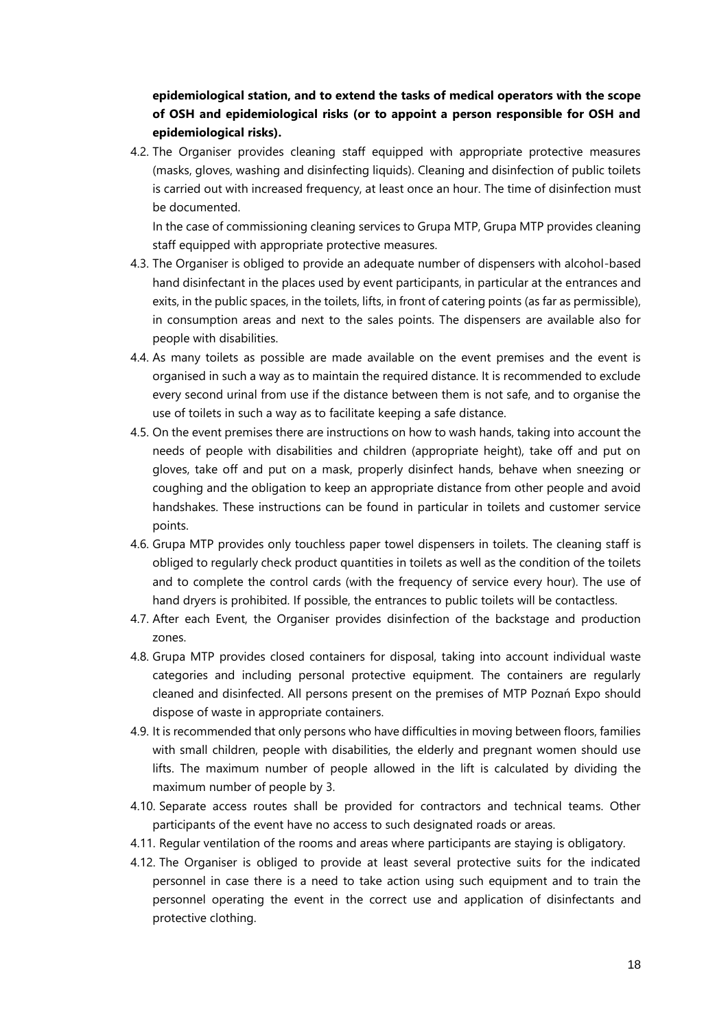**epidemiological station, and to extend the tasks of medical operators with the scope of OSH and epidemiological risks (or to appoint a person responsible for OSH and epidemiological risks).**

4.2. The Organiser provides cleaning staff equipped with appropriate protective measures (masks, gloves, washing and disinfecting liquids). Cleaning and disinfection of public toilets is carried out with increased frequency, at least once an hour. The time of disinfection must be documented.

   In the case of commissioning cleaning services to Grupa MTP, Grupa MTP provides cleaning staff equipped with appropriate protective measures.

4.3. The Organiser is obliged to provide an adequate number of dispensers with alcohol-based hand disinfectant in the places used by event participants, in particular at the entrances and exits, in the public spaces, in the toilets, lifts, in front of catering points (as far as permissible), in consumption areas and next to the sales points. The dispensers are available also for people with disabilities.

4.4. As many toilets as possible are made available on the event premises and the event is organised in such a way as to maintain the required distance. It is recommended to exclude every second urinal from use if the distance between them is not safe, and to organise the use of toilets in such a way as to facilitate keeping a safe distance.

4.5. On the event premises there are instructions on how to wash hands, taking into account the needs of people with disabilities and children (appropriate height), take off and put on gloves, take off and put on a mask, properly disinfect hands, behave when sneezing or coughing and the obligation to keep an appropriate distance from other people and avoid handshakes. These instructions can be found in particular in toilets and customer service points.

4.6. Grupa MTP provides only touchless paper towel dispensers in toilets. The cleaning staff is obliged to regularly check product quantities in toilets as well as the condition of the toilets and to complete the control cards (with the frequency of service every hour). The use of hand dryers is prohibited. If possible, the entrances to public toilets will be contactless.

4.7. After each Event, the Organiser provides disinfection of the backstage and production zones.

4.8. Grupa MTP provides closed containers for disposal, taking into account individual waste categories and including personal protective equipment. The containers are regularly cleaned and disinfected. All persons present on the premises of MTP Poznań Expo should dispose of waste in appropriate containers.

4.9. It is recommended that only persons who have difficulties in moving between floors, families with small children, people with disabilities, the elderly and pregnant women should use lifts. The maximum number of people allowed in the lift is calculated by dividing the maximum number of people by 3.

4.10. Separate access routes shall be provided for contractors and technical teams. Other participants of the event have no access to such designated roads or areas.

4.11. Regular ventilation of the rooms and areas where participants are staying is obligatory.

4.12. The Organiser is obliged to provide at least several protective suits for the indicated personnel in case there is a need to take action using such equipment and to train the personnel operating the event in the correct use and application of disinfectants and protective clothing.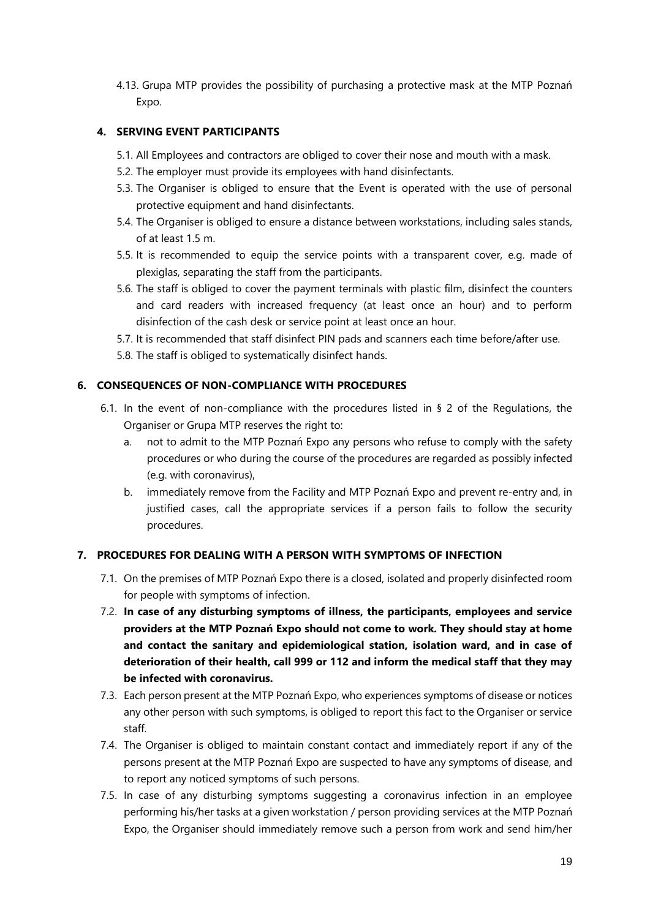4.13. Grupa MTP provides the possibility of purchasing a protective mask at the MTP Poznań Expo.

## 4. SERVING EVENT PARTICIPANTS

5.1. All Employees and contractors are obliged to cover their nose and mouth with a mask.

5.2. The employer must provide its employees with hand disinfectants.

5.3. The Organiser is obliged to ensure that the Event is operated with the use of personal protective equipment and hand disinfectants.

5.4. The Organiser is obliged to ensure a distance between workstations, including sales stands, of at least 1.5 m.

5.5. It is recommended to equip the service points with a transparent cover, e.g. made of plexiglas, separating the staff from the participants.

5.6. The staff is obliged to cover the payment terminals with plastic film, disinfect the counters and card readers with increased frequency (at least once an hour) and to perform disinfection of the cash desk or service point at least once an hour.

5.7. It is recommended that staff disinfect PIN pads and scanners each time before/after use.

5.8. The staff is obliged to systematically disinfect hands.

## 6. CONSEQUENCES OF NON-COMPLIANCE WITH PROCEDURES

6.1. In the event of non-compliance with the procedures listed in § 2 of the Regulations, the Organiser or Grupa MTP reserves the right to:

a. not to admit to the MTP Poznań Expo any persons who refuse to comply with the safety procedures or who during the course of the procedures are regarded as possibly infected (e.g. with coronavirus),

b. immediately remove from the Facility and MTP Poznań Expo and prevent re-entry and, in justified cases, call the appropriate services if a person fails to follow the security procedures.

## 7. PROCEDURES FOR DEALING WITH A PERSON WITH SYMPTOMS OF INFECTION

7.1. On the premises of MTP Poznań Expo there is a closed, isolated and properly disinfected room for people with symptoms of infection.

7.2. **In case of any disturbing symptoms of illness, the participants, employees and service providers at the MTP Poznań Expo should not come to work. They should stay at home and contact the sanitary and epidemiological station, isolation ward, and in case of deterioration of their health, call 999 or 112 and inform the medical staff that they may be infected with coronavirus.**

7.3. Each person present at the MTP Poznań Expo, who experiences symptoms of disease or notices any other person with such symptoms, is obliged to report this fact to the Organiser or service staff.

7.4. The Organiser is obliged to maintain constant contact and immediately report if any of the persons present at the MTP Poznań Expo are suspected to have any symptoms of disease, and to report any noticed symptoms of such persons.

7.5. In case of any disturbing symptoms suggesting a coronavirus infection in an employee performing his/her tasks at a given workstation / person providing services at the MTP Poznań Expo, the Organiser should immediately remove such a person from work and send him/her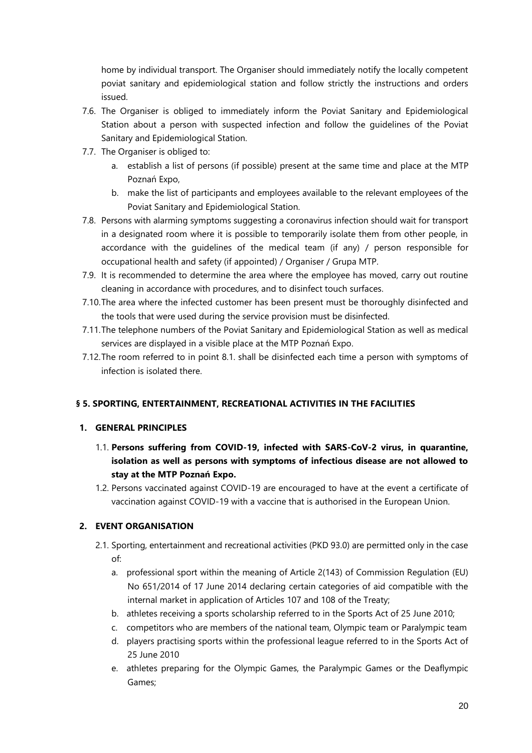home by individual transport. The Organiser should immediately notify the locally competent poviat sanitary and epidemiological station and follow strictly the instructions and orders issued.

7.6. The Organiser is obliged to immediately inform the Poviat Sanitary and Epidemiological Station about a person with suspected infection and follow the guidelines of the Poviat Sanitary and Epidemiological Station.

7.7. The Organiser is obliged to:

   a. establish a list of persons (if possible) present at the same time and place at the MTP Poznań Expo,
   b. make the list of participants and employees available to the relevant employees of the Poviat Sanitary and Epidemiological Station.

7.8. Persons with alarming symptoms suggesting a coronavirus infection should wait for transport in a designated room where it is possible to temporarily isolate them from other people, in accordance with the guidelines of the medical team (if any) / person responsible for occupational health and safety (if appointed) / Organiser / Grupa MTP.

7.9. It is recommended to determine the area where the employee has moved, carry out routine cleaning in accordance with procedures, and to disinfect touch surfaces.

7.10. The area where the infected customer has been present must be thoroughly disinfected and the tools that were used during the service provision must be disinfected.

7.11. The telephone numbers of the Poviat Sanitary and Epidemiological Station as well as medical services are displayed in a visible place at the MTP Poznań Expo.

7.12. The room referred to in point 8.1. shall be disinfected each time a person with symptoms of infection is isolated there.

## § 5. SPORTING, ENTERTAINMENT, RECREATIONAL ACTIVITIES IN THE FACILITIES

### 1. GENERAL PRINCIPLES

1.1. **Persons suffering from COVID-19, infected with SARS-CoV-2 virus, in quarantine, isolation as well as persons with symptoms of infectious disease are not allowed to stay at the MTP Poznań Expo.**

1.2. Persons vaccinated against COVID-19 are encouraged to have at the event a certificate of vaccination against COVID-19 with a vaccine that is authorised in the European Union.

### 2. EVENT ORGANISATION

2.1. Sporting, entertainment and recreational activities (PKD 93.0) are permitted only in the case of:

   a. professional sport within the meaning of Article 2(143) of Commission Regulation (EU) No 651/2014 of 17 June 2014 declaring certain categories of aid compatible with the internal market in application of Articles 107 and 108 of the Treaty;
   b. athletes receiving a sports scholarship referred to in the Sports Act of 25 June 2010;
   c. competitors who are members of the national team, Olympic team or Paralympic team
   d. players practising sports within the professional league referred to in the Sports Act of 25 June 2010
   e. athletes preparing for the Olympic Games, the Paralympic Games or the Deaflympic Games;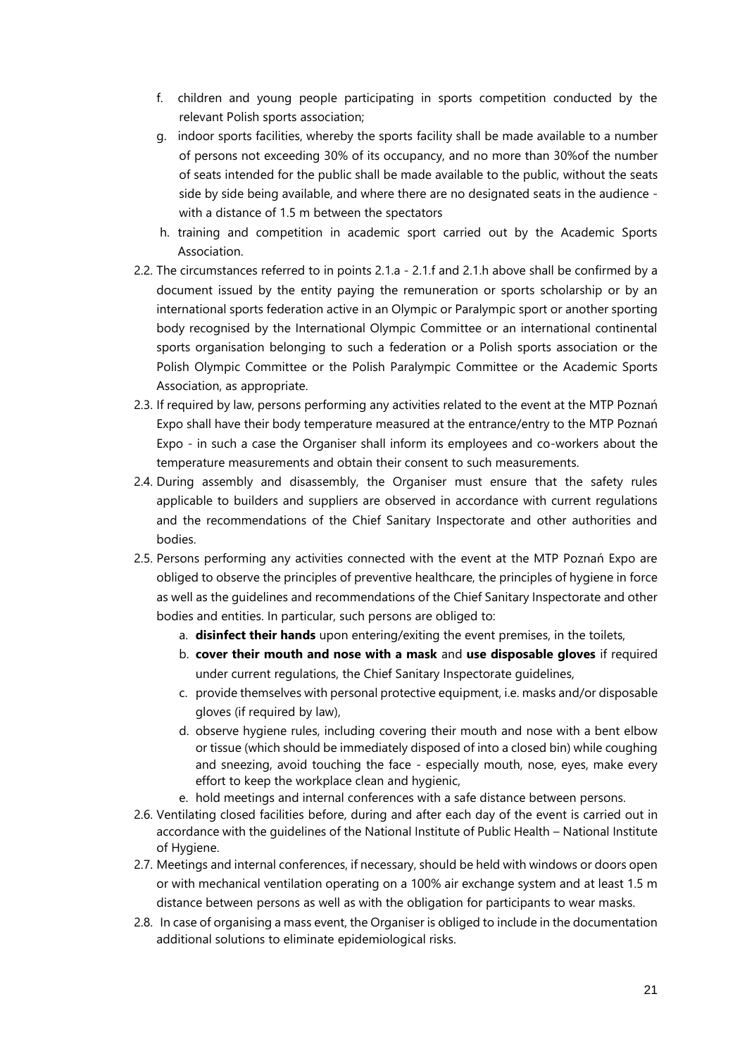f. children and young people participating in sports competition conducted by the relevant Polish sports association;
g. indoor sports facilities, whereby the sports facility shall be made available to a number of persons not exceeding 30% of its occupancy, and no more than 30%of the number of seats intended for the public shall be made available to the public, without the seats side by side being available, and where there are no designated seats in the audience - with a distance of 1.5 m between the spectators
h. training and competition in academic sport carried out by the Academic Sports Association.

2.2. The circumstances referred to in points 2.1.a - 2.1.f and 2.1.h above shall be confirmed by a document issued by the entity paying the remuneration or sports scholarship or by an international sports federation active in an Olympic or Paralympic sport or another sporting body recognised by the International Olympic Committee or an international continental sports organisation belonging to such a federation or a Polish sports association or the Polish Olympic Committee or the Polish Paralympic Committee or the Academic Sports Association, as appropriate.

2.3. If required by law, persons performing any activities related to the event at the MTP Poznań Expo shall have their body temperature measured at the entrance/entry to the MTP Poznań Expo - in such a case the Organiser shall inform its employees and co-workers about the temperature measurements and obtain their consent to such measurements.

2.4. During assembly and disassembly, the Organiser must ensure that the safety rules applicable to builders and suppliers are observed in accordance with current regulations and the recommendations of the Chief Sanitary Inspectorate and other authorities and bodies.

2.5. Persons performing any activities connected with the event at the MTP Poznań Expo are obliged to observe the principles of preventive healthcare, the principles of hygiene in force as well as the guidelines and recommendations of the Chief Sanitary Inspectorate and other bodies and entities. In particular, such persons are obliged to:
   a. **disinfect their hands** upon entering/exiting the event premises, in the toilets,
   b. **cover their mouth and nose with a mask** and **use disposable gloves** if required under current regulations, the Chief Sanitary Inspectorate guidelines,
   c. provide themselves with personal protective equipment, i.e. masks and/or disposable gloves (if required by law),
   d. observe hygiene rules, including covering their mouth and nose with a bent elbow or tissue (which should be immediately disposed of into a closed bin) while coughing and sneezing, avoid touching the face - especially mouth, nose, eyes, make every effort to keep the workplace clean and hygienic,
   e. hold meetings and internal conferences with a safe distance between persons.

2.6. Ventilating closed facilities before, during and after each day of the event is carried out in accordance with the guidelines of the National Institute of Public Health – National Institute of Hygiene.

2.7. Meetings and internal conferences, if necessary, should be held with windows or doors open or with mechanical ventilation operating on a 100% air exchange system and at least 1.5 m distance between persons as well as with the obligation for participants to wear masks.

2.8. In case of organising a mass event, the Organiser is obliged to include in the documentation additional solutions to eliminate epidemiological risks.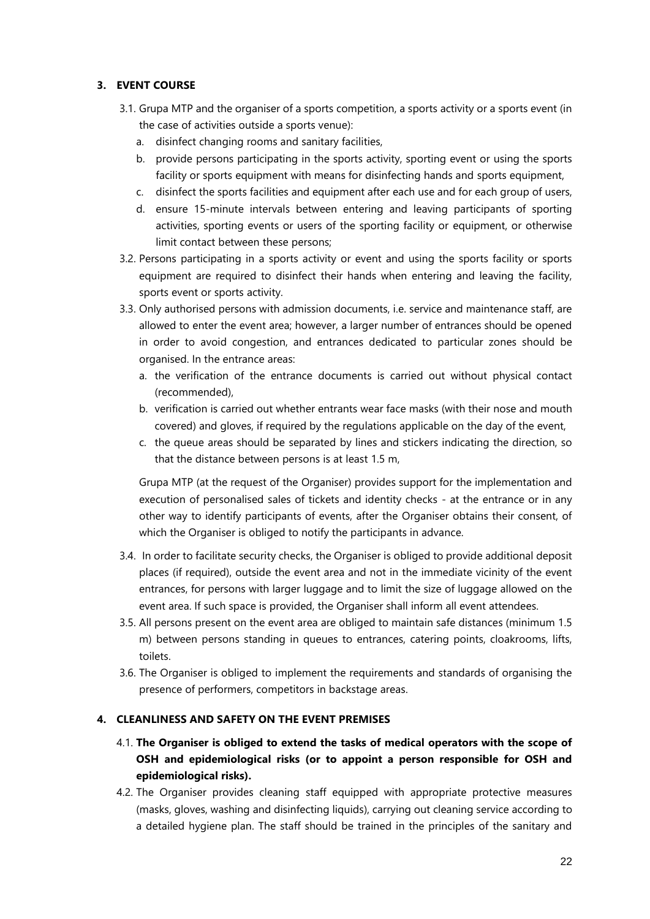## 3. EVENT COURSE

3.1. Grupa MTP and the organiser of a sports competition, a sports activity or a sports event (in the case of activities outside a sports venue):

a. disinfect changing rooms and sanitary facilities,

b. provide persons participating in the sports activity, sporting event or using the sports facility or sports equipment with means for disinfecting hands and sports equipment,

c. disinfect the sports facilities and equipment after each use and for each group of users,

d. ensure 15-minute intervals between entering and leaving participants of sporting activities, sporting events or users of the sporting facility or equipment, or otherwise limit contact between these persons;

3.2. Persons participating in a sports activity or event and using the sports facility or sports equipment are required to disinfect their hands when entering and leaving the facility, sports event or sports activity.

3.3. Only authorised persons with admission documents, i.e. service and maintenance staff, are allowed to enter the event area; however, a larger number of entrances should be opened in order to avoid congestion, and entrances dedicated to particular zones should be organised. In the entrance areas:

a. the verification of the entrance documents is carried out without physical contact (recommended),

b. verification is carried out whether entrants wear face masks (with their nose and mouth covered) and gloves, if required by the regulations applicable on the day of the event,

c. the queue areas should be separated by lines and stickers indicating the direction, so that the distance between persons is at least 1.5 m,

Grupa MTP (at the request of the Organiser) provides support for the implementation and execution of personalised sales of tickets and identity checks - at the entrance or in any other way to identify participants of events, after the Organiser obtains their consent, of which the Organiser is obliged to notify the participants in advance.

3.4. In order to facilitate security checks, the Organiser is obliged to provide additional deposit places (if required), outside the event area and not in the immediate vicinity of the event entrances, for persons with larger luggage and to limit the size of luggage allowed on the event area. If such space is provided, the Organiser shall inform all event attendees.

3.5. All persons present on the event area are obliged to maintain safe distances (minimum 1.5 m) between persons standing in queues to entrances, catering points, cloakrooms, lifts, toilets.

3.6. The Organiser is obliged to implement the requirements and standards of organising the presence of performers, competitors in backstage areas.

## 4. CLEANLINESS AND SAFETY ON THE EVENT PREMISES

4.1. **The Organiser is obliged to extend the tasks of medical operators with the scope of OSH and epidemiological risks (or to appoint a person responsible for OSH and epidemiological risks).**

4.2. The Organiser provides cleaning staff equipped with appropriate protective measures (masks, gloves, washing and disinfecting liquids), carrying out cleaning service according to a detailed hygiene plan. The staff should be trained in the principles of the sanitary and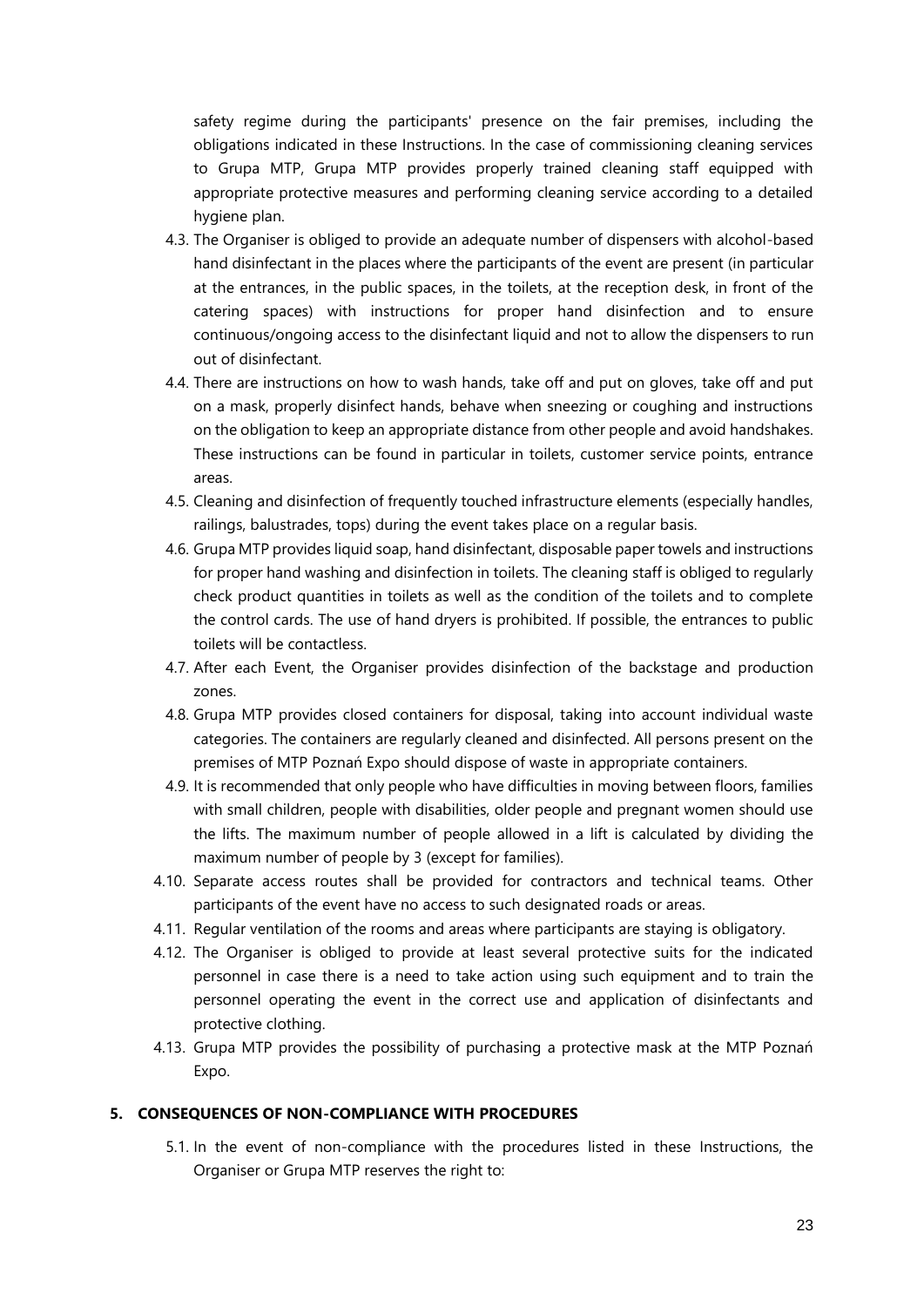safety regime during the participants' presence on the fair premises, including the obligations indicated in these Instructions. In the case of commissioning cleaning services to Grupa MTP, Grupa MTP provides properly trained cleaning staff equipped with appropriate protective measures and performing cleaning service according to a detailed hygiene plan.

4.3. The Organiser is obliged to provide an adequate number of dispensers with alcohol-based hand disinfectant in the places where the participants of the event are present (in particular at the entrances, in the public spaces, in the toilets, at the reception desk, in front of the catering spaces) with instructions for proper hand disinfection and to ensure continuous/ongoing access to the disinfectant liquid and not to allow the dispensers to run out of disinfectant.

4.4. There are instructions on how to wash hands, take off and put on gloves, take off and put on a mask, properly disinfect hands, behave when sneezing or coughing and instructions on the obligation to keep an appropriate distance from other people and avoid handshakes. These instructions can be found in particular in toilets, customer service points, entrance areas.

4.5. Cleaning and disinfection of frequently touched infrastructure elements (especially handles, railings, balustrades, tops) during the event takes place on a regular basis.

4.6. Grupa MTP provides liquid soap, hand disinfectant, disposable paper towels and instructions for proper hand washing and disinfection in toilets. The cleaning staff is obliged to regularly check product quantities in toilets as well as the condition of the toilets and to complete the control cards. The use of hand dryers is prohibited. If possible, the entrances to public toilets will be contactless.

4.7. After each Event, the Organiser provides disinfection of the backstage and production zones.

4.8. Grupa MTP provides closed containers for disposal, taking into account individual waste categories. The containers are regularly cleaned and disinfected. All persons present on the premises of MTP Poznań Expo should dispose of waste in appropriate containers.

4.9. It is recommended that only people who have difficulties in moving between floors, families with small children, people with disabilities, older people and pregnant women should use the lifts. The maximum number of people allowed in a lift is calculated by dividing the maximum number of people by 3 (except for families).

4.10. Separate access routes shall be provided for contractors and technical teams. Other participants of the event have no access to such designated roads or areas.

4.11. Regular ventilation of the rooms and areas where participants are staying is obligatory.

4.12. The Organiser is obliged to provide at least several protective suits for the indicated personnel in case there is a need to take action using such equipment and to train the personnel operating the event in the correct use and application of disinfectants and protective clothing.

4.13. Grupa MTP provides the possibility of purchasing a protective mask at the MTP Poznań Expo.

## 5. CONSEQUENCES OF NON-COMPLIANCE WITH PROCEDURES

5.1. In the event of non-compliance with the procedures listed in these Instructions, the Organiser or Grupa MTP reserves the right to: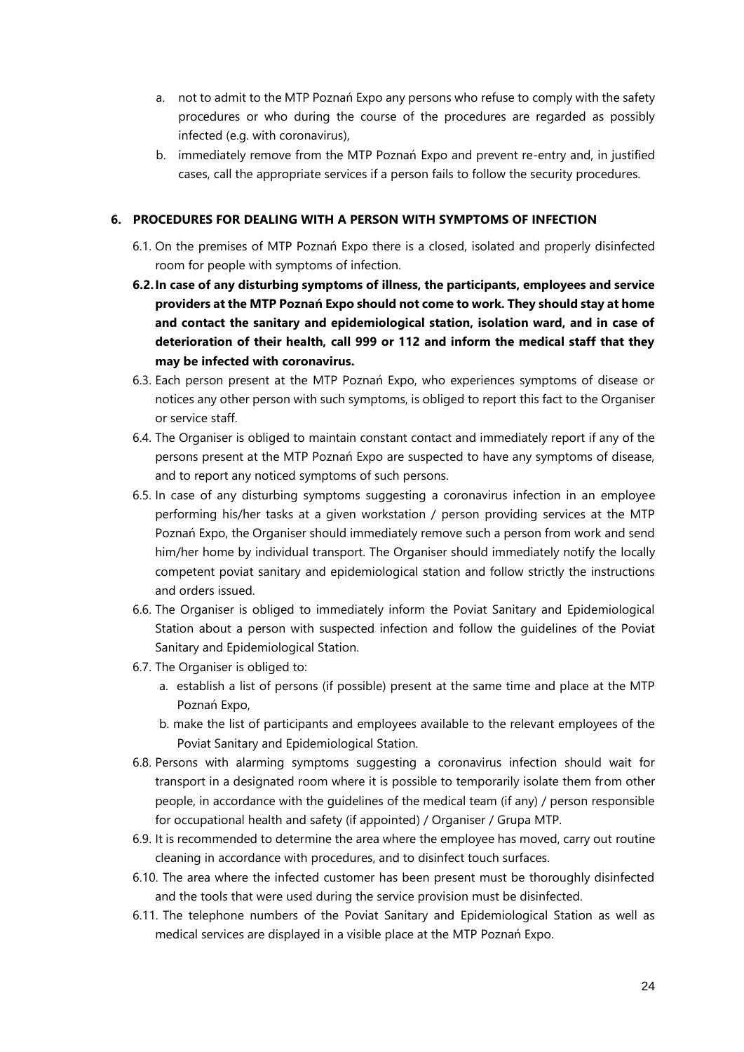a. not to admit to the MTP Poznań Expo any persons who refuse to comply with the safety procedures or who during the course of the procedures are regarded as possibly infected (e.g. with coronavirus),

b. immediately remove from the MTP Poznań Expo and prevent re-entry and, in justified cases, call the appropriate services if a person fails to follow the security procedures.

## 6. PROCEDURES FOR DEALING WITH A PERSON WITH SYMPTOMS OF INFECTION

6.1. On the premises of MTP Poznań Expo there is a closed, isolated and properly disinfected room for people with symptoms of infection.

**6.2. In case of any disturbing symptoms of illness, the participants, employees and service providers at the MTP Poznań Expo should not come to work. They should stay at home and contact the sanitary and epidemiological station, isolation ward, and in case of deterioration of their health, call 999 or 112 and inform the medical staff that they may be infected with coronavirus.**

6.3. Each person present at the MTP Poznań Expo, who experiences symptoms of disease or notices any other person with such symptoms, is obliged to report this fact to the Organiser or service staff.

6.4. The Organiser is obliged to maintain constant contact and immediately report if any of the persons present at the MTP Poznań Expo are suspected to have any symptoms of disease, and to report any noticed symptoms of such persons.

6.5. In case of any disturbing symptoms suggesting a coronavirus infection in an employee performing his/her tasks at a given workstation / person providing services at the MTP Poznań Expo, the Organiser should immediately remove such a person from work and send him/her home by individual transport. The Organiser should immediately notify the locally competent poviat sanitary and epidemiological station and follow strictly the instructions and orders issued.

6.6. The Organiser is obliged to immediately inform the Poviat Sanitary and Epidemiological Station about a person with suspected infection and follow the guidelines of the Poviat Sanitary and Epidemiological Station.

6.7. The Organiser is obliged to:

a. establish a list of persons (if possible) present at the same time and place at the MTP Poznań Expo,

b. make the list of participants and employees available to the relevant employees of the Poviat Sanitary and Epidemiological Station.

6.8. Persons with alarming symptoms suggesting a coronavirus infection should wait for transport in a designated room where it is possible to temporarily isolate them from other people, in accordance with the guidelines of the medical team (if any) / person responsible for occupational health and safety (if appointed) / Organiser / Grupa MTP.

6.9. It is recommended to determine the area where the employee has moved, carry out routine cleaning in accordance with procedures, and to disinfect touch surfaces.

6.10. The area where the infected customer has been present must be thoroughly disinfected and the tools that were used during the service provision must be disinfected.

6.11. The telephone numbers of the Poviat Sanitary and Epidemiological Station as well as medical services are displayed in a visible place at the MTP Poznań Expo.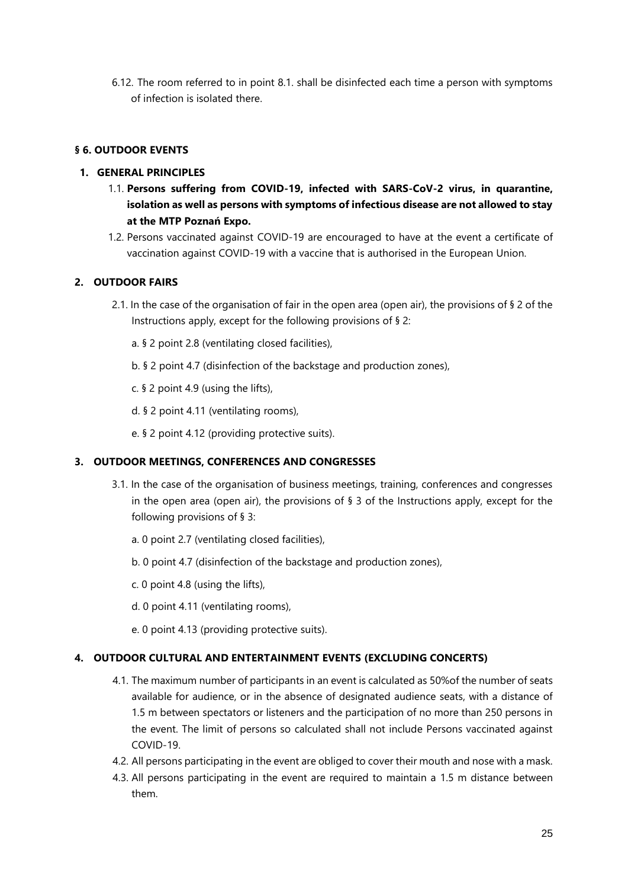6.12. The room referred to in point 8.1. shall be disinfected each time a person with symptoms of infection is isolated there.

## § 6. OUTDOOR EVENTS

### 1. GENERAL PRINCIPLES

1.1. **Persons suffering from COVID-19, infected with SARS-CoV-2 virus, in quarantine, isolation as well as persons with symptoms of infectious disease are not allowed to stay at the MTP Poznań Expo.**

1.2. Persons vaccinated against COVID-19 are encouraged to have at the event a certificate of vaccination against COVID-19 with a vaccine that is authorised in the European Union.

### 2. OUTDOOR FAIRS

2.1. In the case of the organisation of fair in the open area (open air), the provisions of § 2 of the Instructions apply, except for the following provisions of § 2:

a. § 2 point 2.8 (ventilating closed facilities),

b. § 2 point 4.7 (disinfection of the backstage and production zones),

c. § 2 point 4.9 (using the lifts),

d. § 2 point 4.11 (ventilating rooms),

e. § 2 point 4.12 (providing protective suits).

### 3. OUTDOOR MEETINGS, CONFERENCES AND CONGRESSES

3.1. In the case of the organisation of business meetings, training, conferences and congresses in the open area (open air), the provisions of § 3 of the Instructions apply, except for the following provisions of § 3:

a. 0 point 2.7 (ventilating closed facilities),

b. 0 point 4.7 (disinfection of the backstage and production zones),

c. 0 point 4.8 (using the lifts),

d. 0 point 4.11 (ventilating rooms),

e. 0 point 4.13 (providing protective suits).

### 4. OUTDOOR CULTURAL AND ENTERTAINMENT EVENTS (EXCLUDING CONCERTS)

4.1. The maximum number of participants in an event is calculated as 50%of the number of seats available for audience, or in the absence of designated audience seats, with a distance of 1.5 m between spectators or listeners and the participation of no more than 250 persons in the event. The limit of persons so calculated shall not include Persons vaccinated against COVID-19.

4.2. All persons participating in the event are obliged to cover their mouth and nose with a mask.

4.3. All persons participating in the event are required to maintain a 1.5 m distance between them.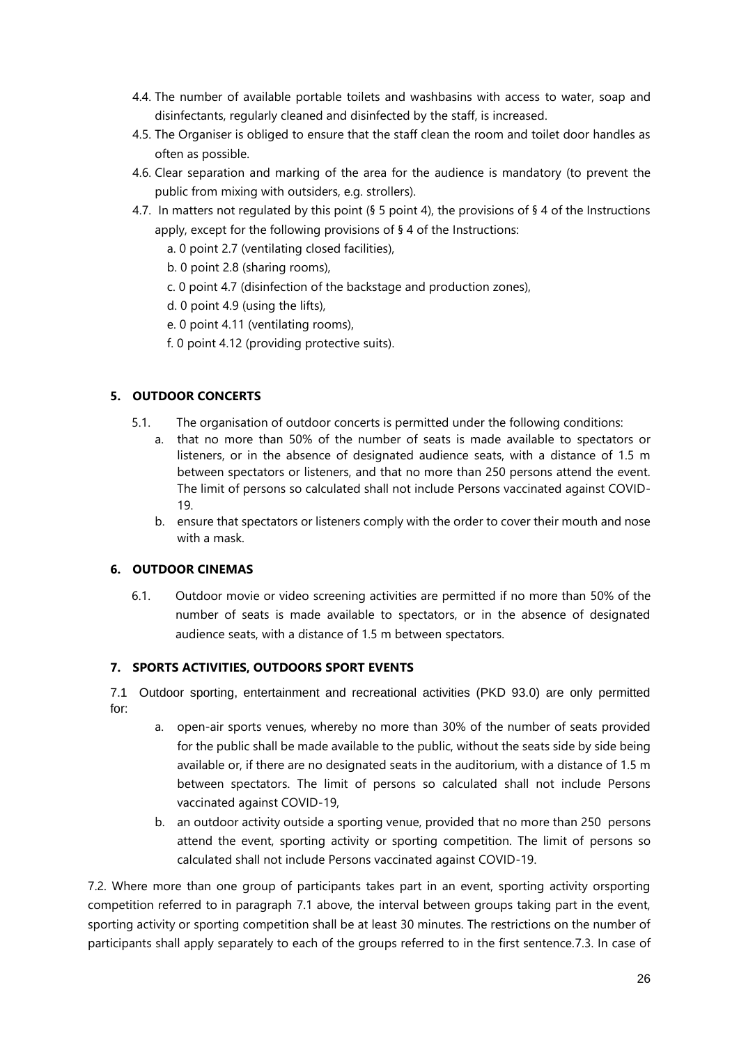4.4. The number of available portable toilets and washbasins with access to water, soap and disinfectants, regularly cleaned and disinfected by the staff, is increased.

4.5. The Organiser is obliged to ensure that the staff clean the room and toilet door handles as often as possible.

4.6. Clear separation and marking of the area for the audience is mandatory (to prevent the public from mixing with outsiders, e.g. strollers).

4.7. In matters not regulated by this point (§ 5 point 4), the provisions of § 4 of the Instructions apply, except for the following provisions of § 4 of the Instructions:

a. 0 point 2.7 (ventilating closed facilities),

b. 0 point 2.8 (sharing rooms),

c. 0 point 4.7 (disinfection of the backstage and production zones),

d. 0 point 4.9 (using the lifts),

e. 0 point 4.11 (ventilating rooms),

f. 0 point 4.12 (providing protective suits).

### 5. OUTDOOR CONCERTS

5.1. The organisation of outdoor concerts is permitted under the following conditions:

a. that no more than 50% of the number of seats is made available to spectators or listeners, or in the absence of designated audience seats, with a distance of 1.5 m between spectators or listeners, and that no more than 250 persons attend the event. The limit of persons so calculated shall not include Persons vaccinated against COVID-19.

b. ensure that spectators or listeners comply with the order to cover their mouth and nose with a mask.

### 6. OUTDOOR CINEMAS

6.1. Outdoor movie or video screening activities are permitted if no more than 50% of the number of seats is made available to spectators, or in the absence of designated audience seats, with a distance of 1.5 m between spectators.

### 7. SPORTS ACTIVITIES, OUTDOORS SPORT EVENTS

7.1 Outdoor sporting, entertainment and recreational activities (PKD 93.0) are only permitted for:

a. open-air sports venues, whereby no more than 30% of the number of seats provided for the public shall be made available to the public, without the seats side by side being available or, if there are no designated seats in the auditorium, with a distance of 1.5 m between spectators. The limit of persons so calculated shall not include Persons vaccinated against COVID-19,

b. an outdoor activity outside a sporting venue, provided that no more than 250 persons attend the event, sporting activity or sporting competition. The limit of persons so calculated shall not include Persons vaccinated against COVID-19.

7.2. Where more than one group of participants takes part in an event, sporting activity orsporting competition referred to in paragraph 7.1 above, the interval between groups taking part in the event, sporting activity or sporting competition shall be at least 30 minutes. The restrictions on the number of participants shall apply separately to each of the groups referred to in the first sentence.7.3. In case of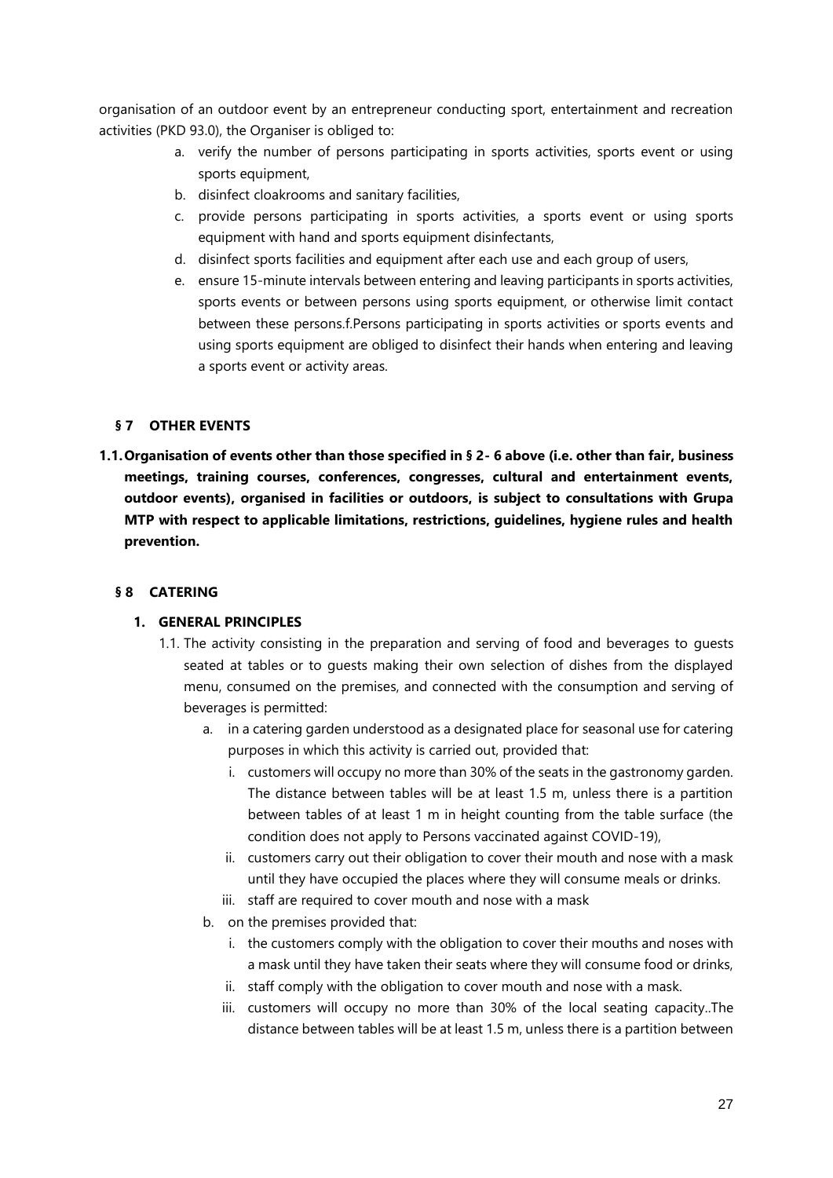organisation of an outdoor event by an entrepreneur conducting sport, entertainment and recreation activities (PKD 93.0), the Organiser is obliged to:

a. verify the number of persons participating in sports activities, sports event or using sports equipment,
b. disinfect cloakrooms and sanitary facilities,
c. provide persons participating in sports activities, a sports event or using sports equipment with hand and sports equipment disinfectants,
d. disinfect sports facilities and equipment after each use and each group of users,
e. ensure 15-minute intervals between entering and leaving participants in sports activities, sports events or between persons using sports equipment, or otherwise limit contact between these persons.f.Persons participating in sports activities or sports events and using sports equipment are obliged to disinfect their hands when entering and leaving a sports event or activity areas.

## § 7 OTHER EVENTS

**1.1. Organisation of events other than those specified in § 2- 6 above (i.e. other than fair, business meetings, training courses, conferences, congresses, cultural and entertainment events, outdoor events), organised in facilities or outdoors, is subject to consultations with Grupa MTP with respect to applicable limitations, restrictions, guidelines, hygiene rules and health prevention.**

## § 8 CATERING

### 1. GENERAL PRINCIPLES

1.1. The activity consisting in the preparation and serving of food and beverages to guests seated at tables or to guests making their own selection of dishes from the displayed menu, consumed on the premises, and connected with the consumption and serving of beverages is permitted:

a. in a catering garden understood as a designated place for seasonal use for catering purposes in which this activity is carried out, provided that:
   i. customers will occupy no more than 30% of the seats in the gastronomy garden. The distance between tables will be at least 1.5 m, unless there is a partition between tables of at least 1 m in height counting from the table surface (the condition does not apply to Persons vaccinated against COVID-19),
   ii. customers carry out their obligation to cover their mouth and nose with a mask until they have occupied the places where they will consume meals or drinks.
   iii. staff are required to cover mouth and nose with a mask
b. on the premises provided that:
   i. the customers comply with the obligation to cover their mouths and noses with a mask until they have taken their seats where they will consume food or drinks,
   ii. staff comply with the obligation to cover mouth and nose with a mask.
   iii. customers will occupy no more than 30% of the local seating capacity..The distance between tables will be at least 1.5 m, unless there is a partition between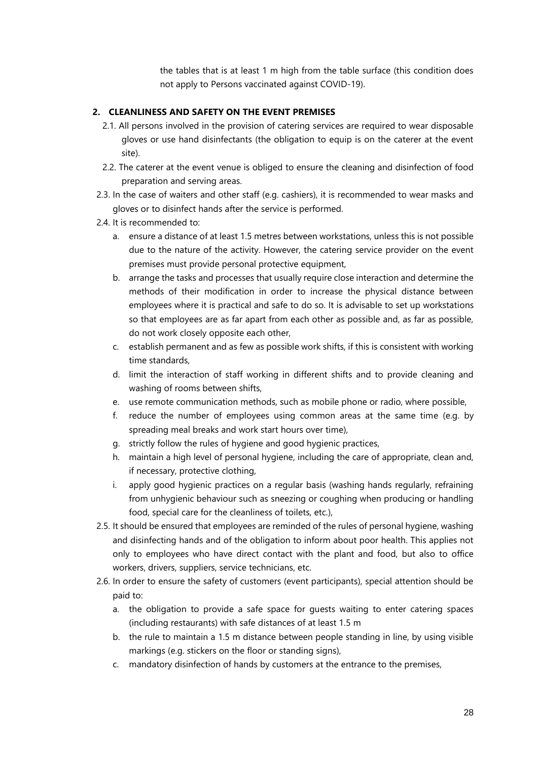the tables that is at least 1 m high from the table surface (this condition does not apply to Persons vaccinated against COVID-19).

## 2. CLEANLINESS AND SAFETY ON THE EVENT PREMISES

2.1. All persons involved in the provision of catering services are required to wear disposable gloves or use hand disinfectants (the obligation to equip is on the caterer at the event site).

2.2. The caterer at the event venue is obliged to ensure the cleaning and disinfection of food preparation and serving areas.

2.3. In the case of waiters and other staff (e.g. cashiers), it is recommended to wear masks and gloves or to disinfect hands after the service is performed.

2.4. It is recommended to:

a. ensure a distance of at least 1.5 metres between workstations, unless this is not possible due to the nature of the activity. However, the catering service provider on the event premises must provide personal protective equipment,

b. arrange the tasks and processes that usually require close interaction and determine the methods of their modification in order to increase the physical distance between employees where it is practical and safe to do so. It is advisable to set up workstations so that employees are as far apart from each other as possible and, as far as possible, do not work closely opposite each other,

c. establish permanent and as few as possible work shifts, if this is consistent with working time standards,

d. limit the interaction of staff working in different shifts and to provide cleaning and washing of rooms between shifts,

e. use remote communication methods, such as mobile phone or radio, where possible,

f. reduce the number of employees using common areas at the same time (e.g. by spreading meal breaks and work start hours over time),

g. strictly follow the rules of hygiene and good hygienic practices,

h. maintain a high level of personal hygiene, including the care of appropriate, clean and, if necessary, protective clothing,

i. apply good hygienic practices on a regular basis (washing hands regularly, refraining from unhygienic behaviour such as sneezing or coughing when producing or handling food, special care for the cleanliness of toilets, etc.),

2.5. It should be ensured that employees are reminded of the rules of personal hygiene, washing and disinfecting hands and of the obligation to inform about poor health. This applies not only to employees who have direct contact with the plant and food, but also to office workers, drivers, suppliers, service technicians, etc.

2.6. In order to ensure the safety of customers (event participants), special attention should be paid to:

a. the obligation to provide a safe space for guests waiting to enter catering spaces (including restaurants) with safe distances of at least 1.5 m

b. the rule to maintain a 1.5 m distance between people standing in line, by using visible markings (e.g. stickers on the floor or standing signs),

c. mandatory disinfection of hands by customers at the entrance to the premises,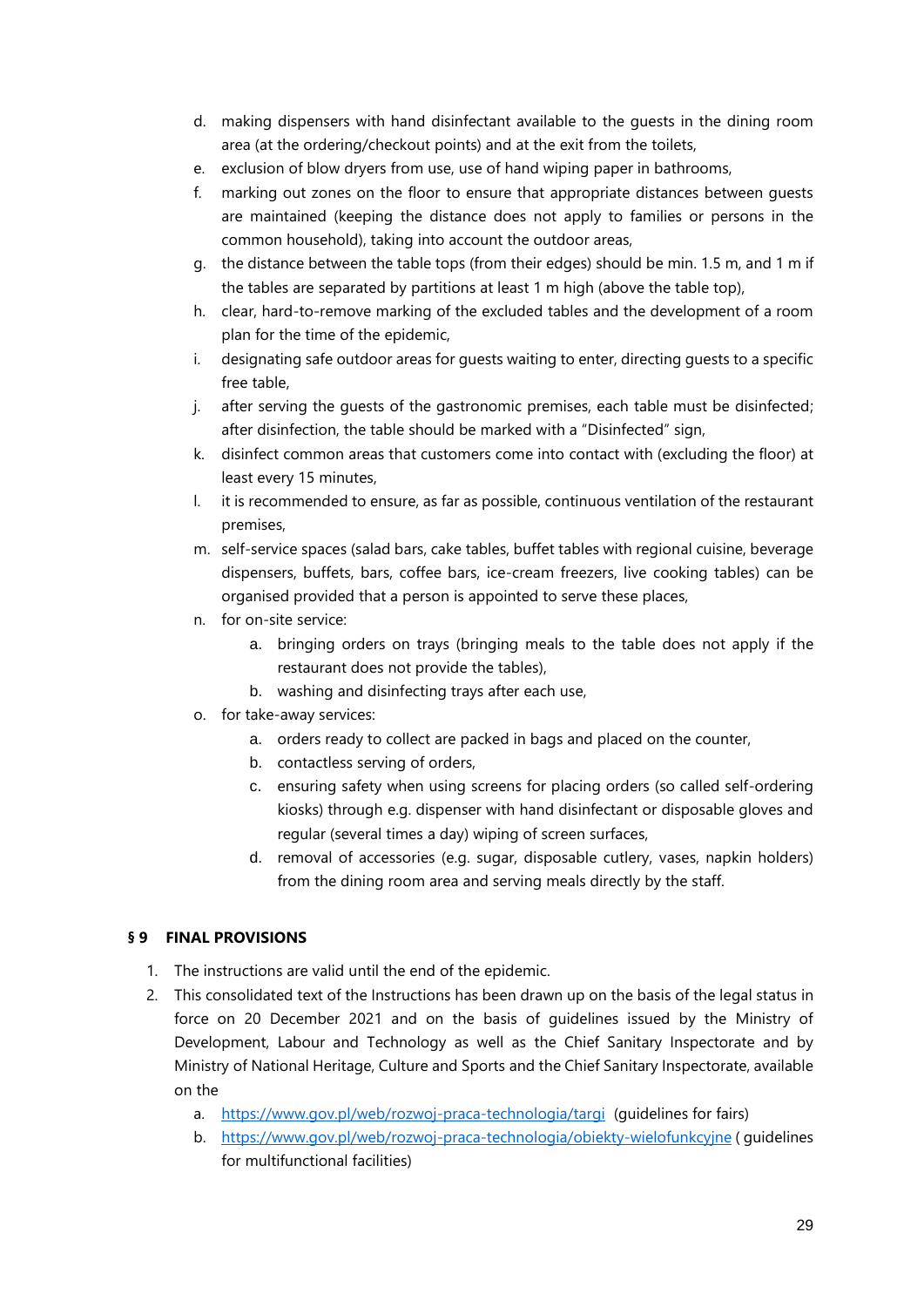d. making dispensers with hand disinfectant available to the guests in the dining room area (at the ordering/checkout points) and at the exit from the toilets,
e. exclusion of blow dryers from use, use of hand wiping paper in bathrooms,
f. marking out zones on the floor to ensure that appropriate distances between guests are maintained (keeping the distance does not apply to families or persons in the common household), taking into account the outdoor areas,
g. the distance between the table tops (from their edges) should be min. 1.5 m, and 1 m if the tables are separated by partitions at least 1 m high (above the table top),
h. clear, hard-to-remove marking of the excluded tables and the development of a room plan for the time of the epidemic,
i. designating safe outdoor areas for guests waiting to enter, directing guests to a specific free table,
j. after serving the guests of the gastronomic premises, each table must be disinfected; after disinfection, the table should be marked with a "Disinfected" sign,
k. disinfect common areas that customers come into contact with (excluding the floor) at least every 15 minutes,
l. it is recommended to ensure, as far as possible, continuous ventilation of the restaurant premises,
m. self-service spaces (salad bars, cake tables, buffet tables with regional cuisine, beverage dispensers, buffets, bars, coffee bars, ice-cream freezers, live cooking tables) can be organised provided that a person is appointed to serve these places,
n. for on-site service:
    a. bringing orders on trays (bringing meals to the table does not apply if the restaurant does not provide the tables),
    b. washing and disinfecting trays after each use,
o. for take-away services:
    a. orders ready to collect are packed in bags and placed on the counter,
    b. contactless serving of orders,
    c. ensuring safety when using screens for placing orders (so called self-ordering kiosks) through e.g. dispenser with hand disinfectant or disposable gloves and regular (several times a day) wiping of screen surfaces,
    d. removal of accessories (e.g. sugar, disposable cutlery, vases, napkin holders) from the dining room area and serving meals directly by the staff.

## § 9 FINAL PROVISIONS

1. The instructions are valid until the end of the epidemic.
2. This consolidated text of the Instructions has been drawn up on the basis of the legal status in force on 20 December 2021 and on the basis of guidelines issued by the Ministry of Development, Labour and Technology as well as the Chief Sanitary Inspectorate and by Ministry of National Heritage, Culture and Sports and the Chief Sanitary Inspectorate, available on the
    a. https://www.gov.pl/web/rozwoj-praca-technologia/targi (guidelines for fairs)
    b. https://www.gov.pl/web/rozwoj-praca-technologia/obiekty-wielofunkcyjne ( guidelines for multifunctional facilities)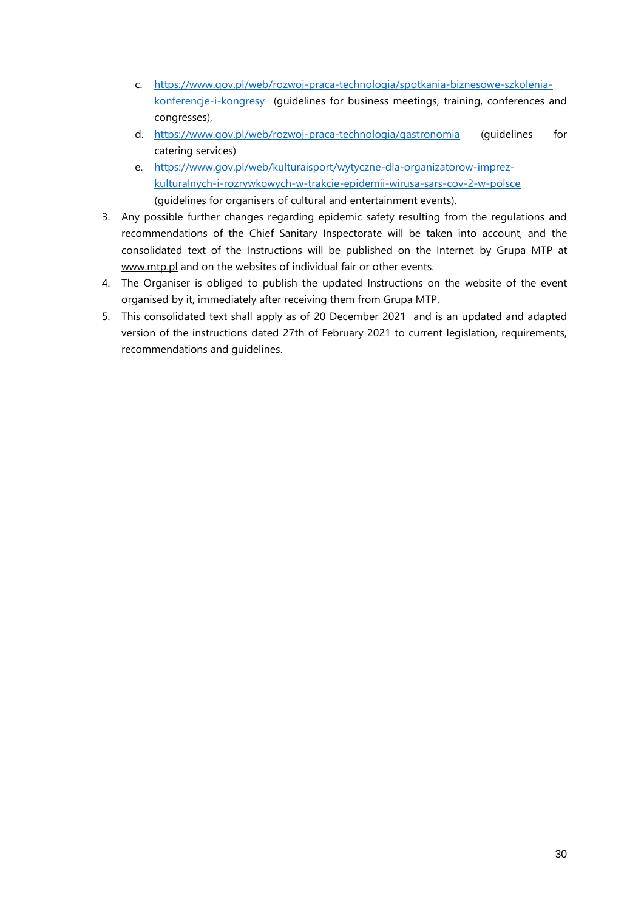c. [https://www.gov.pl/web/rozwoj-praca-technologia/spotkania-biznesowe-szkolenia-konferencje-i-kongresy](https://www.gov.pl/web/rozwoj-praca-technologia/spotkania-biznesowe-szkolenia-konferencje-i-kongresy) (guidelines for business meetings, training, conferences and congresses),
   d. [https://www.gov.pl/web/rozwoj-praca-technologia/gastronomia](https://www.gov.pl/web/rozwoj-praca-technologia/gastronomia) (guidelines for catering services)
   e. [https://www.gov.pl/web/kulturaisport/wytyczne-dla-organizatorow-imprez-kulturalnych-i-rozrywkowych-w-trakcie-epidemii-wirusa-sars-cov-2-w-polsce](https://www.gov.pl/web/kulturaisport/wytyczne-dla-organizatorow-imprez-kulturalnych-i-rozrywkowych-w-trakcie-epidemii-wirusa-sars-cov-2-w-polsce) (guidelines for organisers of cultural and entertainment events).

3. Any possible further changes regarding epidemic safety resulting from the regulations and recommendations of the Chief Sanitary Inspectorate will be taken into account, and the consolidated text of the Instructions will be published on the Internet by Grupa MTP at www.mtp.pl and on the websites of individual fair or other events.
4. The Organiser is obliged to publish the updated Instructions on the website of the event organised by it, immediately after receiving them from Grupa MTP.
5. This consolidated text shall apply as of 20 December 2021 and is an updated and adapted version of the instructions dated 27th of February 2021 to current legislation, requirements, recommendations and guidelines.